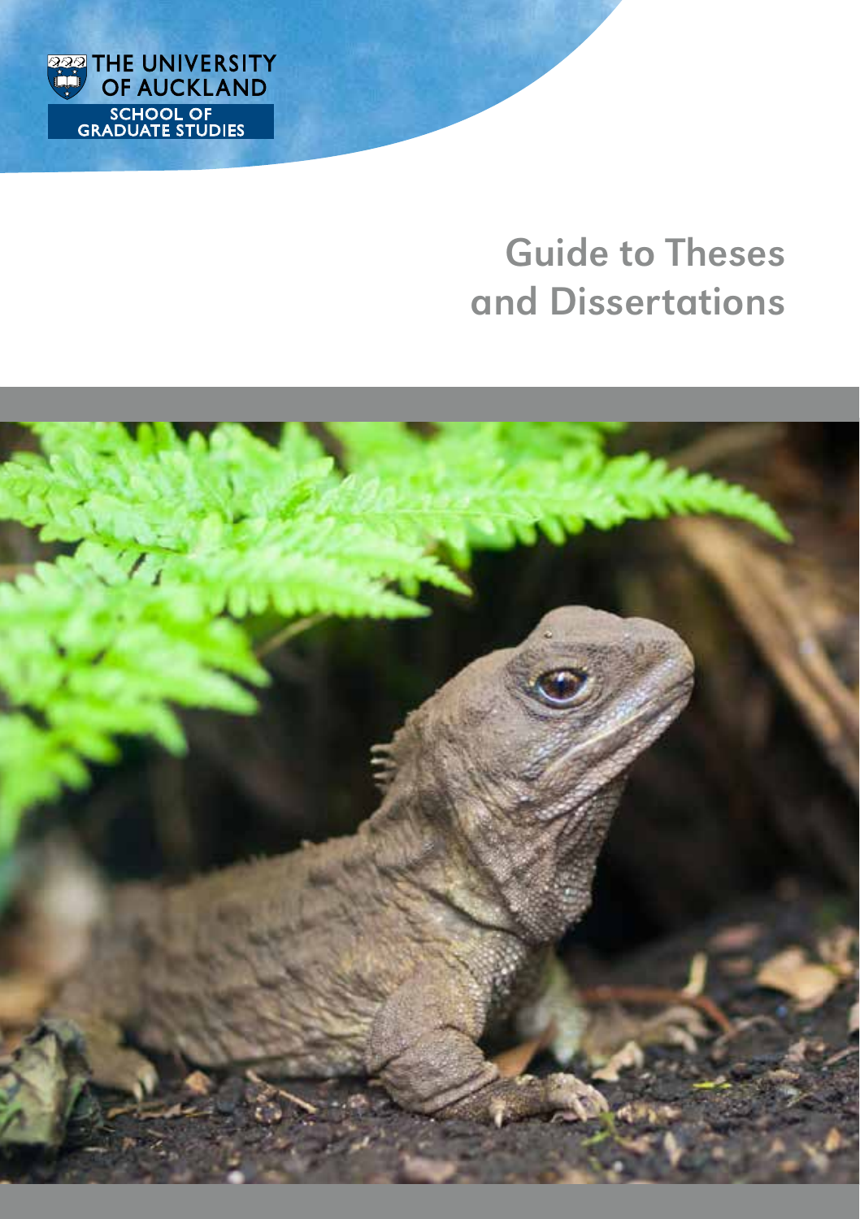THE UNIVERSITY OF AUCKLAND

SCHOOL OF GRADUATE STUDIES

# Guide to Theses and Dissertations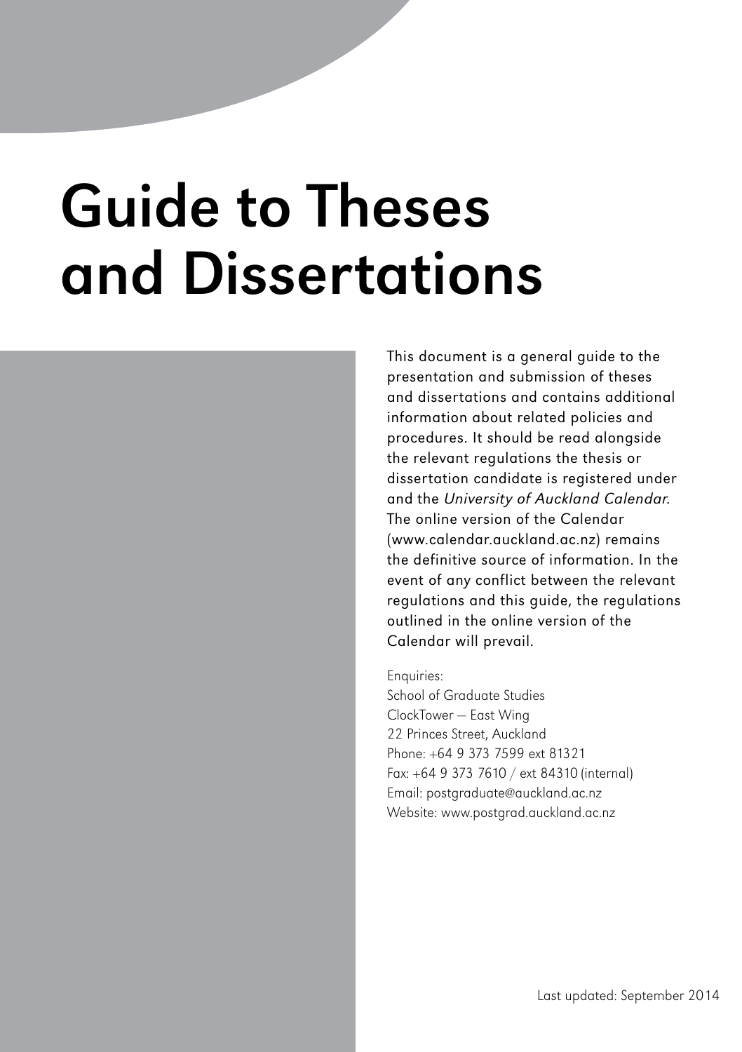# Guide to Theses and Dissertations

This document is a general guide to the presentation and submission of theses and dissertations and contains additional information about related policies and procedures. It should be read alongside the relevant regulations the thesis or dissertation candidate is registered under and the *University of Auckland Calendar*. The online version of the Calendar (www.calendar.auckland.ac.nz) remains the definitive source of information. In the event of any conflict between the relevant regulations and this guide, the regulations outlined in the online version of the Calendar will prevail.

Enquiries:
School of Graduate Studies
ClockTower – East Wing
22 Princes Street, Auckland
Phone: +64 9 373 7599 ext 81321
Fax: +64 9 373 7610 / ext 84310 (internal)
Email: postgraduate@auckland.ac.nz
Website: www.postgrad.auckland.ac.nz

Last updated: September 2014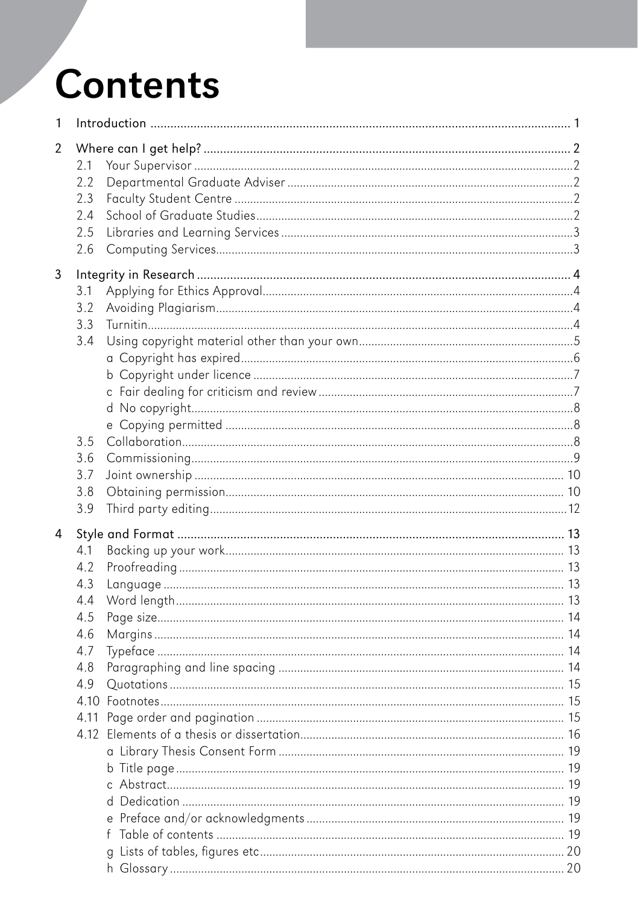# Contents

1 Introduction ................................................................................................................................ 1

2 Where can I get help? ................................................................................................................ 2

2.1 Your Supervisor ........................................................................................................................2

2.2 Departmental Graduate Adviser ...........................................................................................2

2.3 Faculty Student Centre ............................................................................................................2

2.4 School of Graduate Studies.....................................................................................................2

2.5 Libraries and Learning Services .............................................................................................3

2.6 Computing Services..................................................................................................................3

3 Integrity in Research ................................................................................................................. 4

3.1 Applying for Ethics Approval...................................................................................................4

3.2 Avoiding Plagiarism..................................................................................................................4

3.3 Turnitin........................................................................................................................................4

3.4 Using copyright material other than your own.....................................................................5

a Copyright has expired..........................................................................................................6

b Copyright under licence ......................................................................................................7

c Fair dealing for criticism and review .................................................................................7

d No copyright.........................................................................................................................8

e Copying permitted ..............................................................................................................8

3.5 Collaboration.............................................................................................................................8

3.6 Commissioning..........................................................................................................................9

3.7 Joint ownership ...................................................................................................................... 10

3.8 Obtaining permission............................................................................................................ 10

3.9 Third party editing..................................................................................................................12

4 Style and Format ...................................................................................................................... 13

4.1 Backing up your work............................................................................................................ 13

4.2 Proofreading ........................................................................................................................... 13

4.3 Language ................................................................................................................................ 13

4.4 Word length............................................................................................................................ 13

4.5 Page size.................................................................................................................................. 14

4.6 Margins ................................................................................................................................... 14

4.7 Typeface .................................................................................................................................. 14

4.8 Paragraphing and line spacing ............................................................................................ 14

4.9 Quotations .............................................................................................................................. 15

4.10 Footnotes................................................................................................................................. 15

4.11 Page order and pagination ................................................................................................... 15

4.12 Elements of a thesis or dissertation..................................................................................... 16

a Library Thesis Consent Form ........................................................................................... 19

b Title page ............................................................................................................................. 19

c Abstract................................................................................................................................ 19

d Dedication ........................................................................................................................... 19

e Preface and/or acknowledgments .................................................................................. 19

f Table of contents ............................................................................................................... 19

g Lists of tables, figures etc................................................................................................. 20

h Glossary .............................................................................................................................. 20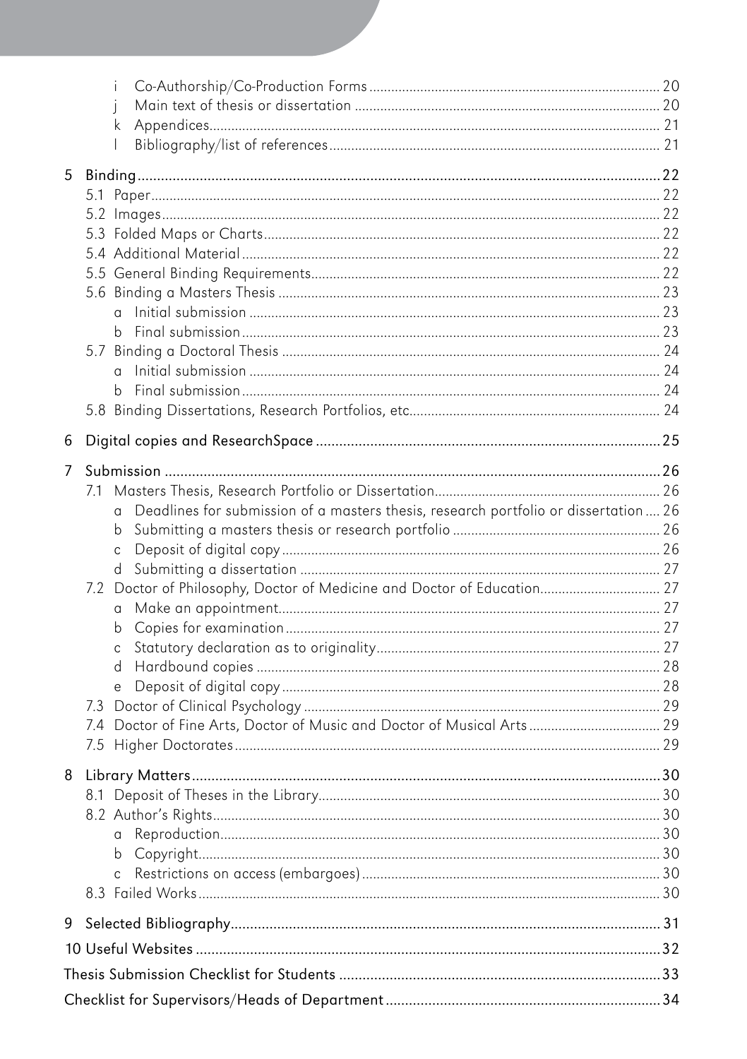- i Co-Authorship/Co-Production Forms ... 20
- j Main text of thesis or dissertation ... 20
- k Appendices ... 21
- l Bibliography/list of references ... 21

5 Binding ... 22
- 5.1 Paper ... 22
- 5.2 Images ... 22
- 5.3 Folded Maps or Charts ... 22
- 5.4 Additional Material ... 22
- 5.5 General Binding Requirements ... 22
- 5.6 Binding a Masters Thesis ... 23
  - a Initial submission ... 23
  - b Final submission ... 23
- 5.7 Binding a Doctoral Thesis ... 24
  - a Initial submission ... 24
  - b Final submission ... 24
- 5.8 Binding Dissertations, Research Portfolios, etc ... 24

6 Digital copies and ResearchSpace ... 25

7 Submission ... 26
- 7.1 Masters Thesis, Research Portfolio or Dissertation ... 26
  - a Deadlines for submission of a masters thesis, research portfolio or dissertation ... 26
  - b Submitting a masters thesis or research portfolio ... 26
  - c Deposit of digital copy ... 26
  - d Submitting a dissertation ... 27
- 7.2 Doctor of Philosophy, Doctor of Medicine and Doctor of Education ... 27
  - a Make an appointment ... 27
  - b Copies for examination ... 27
  - c Statutory declaration as to originality ... 27
  - d Hardbound copies ... 28
  - e Deposit of digital copy ... 28
- 7.3 Doctor of Clinical Psychology ... 29
- 7.4 Doctor of Fine Arts, Doctor of Music and Doctor of Musical Arts ... 29
- 7.5 Higher Doctorates ... 29

8 Library Matters ... 30
- 8.1 Deposit of Theses in the Library ... 30
- 8.2 Author's Rights ... 30
  - a Reproduction ... 30
  - b Copyright ... 30
  - c Restrictions on access (embargoes) ... 30
- 8.3 Failed Works ... 30

9 Selected Bibliography ... 31

10 Useful Websites ... 32

Thesis Submission Checklist for Students ... 33

Checklist for Supervisors/Heads of Department ... 34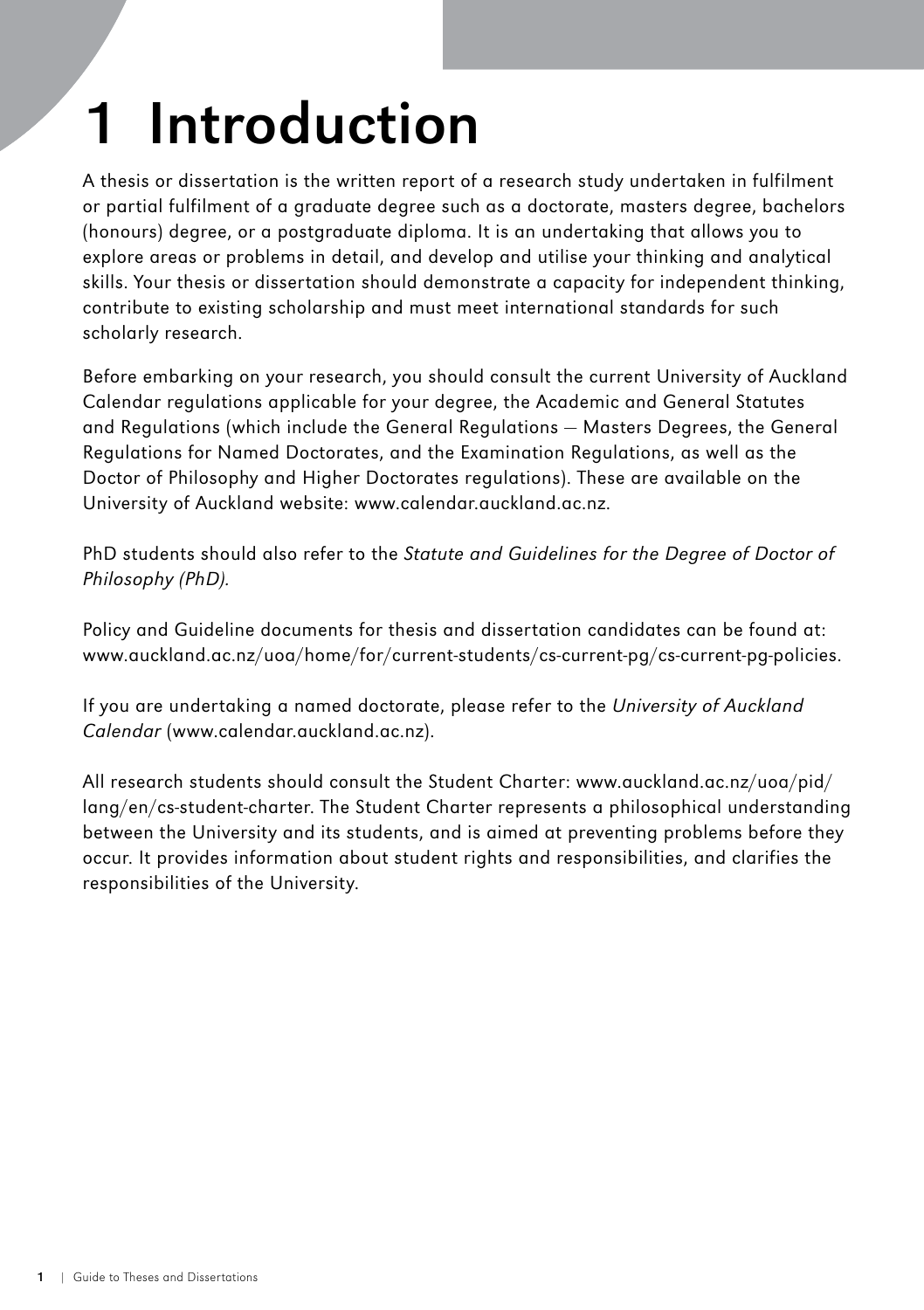# 1 Introduction

A thesis or dissertation is the written report of a research study undertaken in fulfilment or partial fulfilment of a graduate degree such as a doctorate, masters degree, bachelors (honours) degree, or a postgraduate diploma. It is an undertaking that allows you to explore areas or problems in detail, and develop and utilise your thinking and analytical skills. Your thesis or dissertation should demonstrate a capacity for independent thinking, contribute to existing scholarship and must meet international standards for such scholarly research.

Before embarking on your research, you should consult the current University of Auckland Calendar regulations applicable for your degree, the Academic and General Statutes and Regulations (which include the General Regulations – Masters Degrees, the General Regulations for Named Doctorates, and the Examination Regulations, as well as the Doctor of Philosophy and Higher Doctorates regulations). These are available on the University of Auckland website: www.calendar.auckland.ac.nz.

PhD students should also refer to the *Statute and Guidelines for the Degree of Doctor of Philosophy (PhD).*

Policy and Guideline documents for thesis and dissertation candidates can be found at: www.auckland.ac.nz/uoa/home/for/current-students/cs-current-pg/cs-current-pg-policies.

If you are undertaking a named doctorate, please refer to the *University of Auckland Calendar* (www.calendar.auckland.ac.nz).

All research students should consult the Student Charter: www.auckland.ac.nz/uoa/pid/lang/en/cs-student-charter. The Student Charter represents a philosophical understanding between the University and its students, and is aimed at preventing problems before they occur. It provides information about student rights and responsibilities, and clarifies the responsibilities of the University.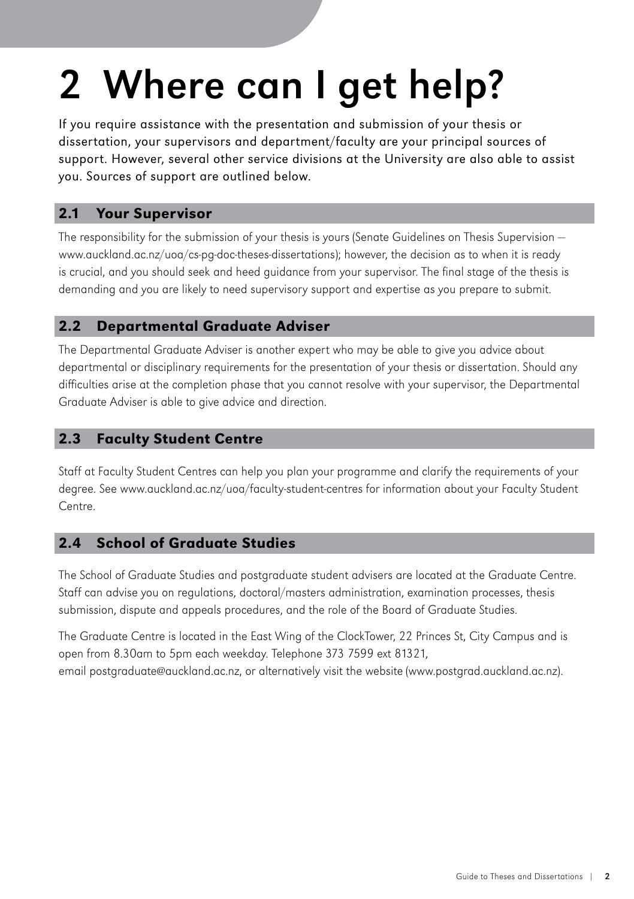# 2 Where can I get help?

If you require assistance with the presentation and submission of your thesis or dissertation, your supervisors and department/faculty are your principal sources of support. However, several other service divisions at the University are also able to assist you. Sources of support are outlined below.

## 2.1 Your Supervisor

The responsibility for the submission of your thesis is yours (Senate Guidelines on Thesis Supervision – www.auckland.ac.nz/uoa/cs-pg-doc-theses-dissertations); however, the decision as to when it is ready is crucial, and you should seek and heed guidance from your supervisor. The final stage of the thesis is demanding and you are likely to need supervisory support and expertise as you prepare to submit.

## 2.2 Departmental Graduate Adviser

The Departmental Graduate Adviser is another expert who may be able to give you advice about departmental or disciplinary requirements for the presentation of your thesis or dissertation. Should any difficulties arise at the completion phase that you cannot resolve with your supervisor, the Departmental Graduate Adviser is able to give advice and direction.

## 2.3 Faculty Student Centre

Staff at Faculty Student Centres can help you plan your programme and clarify the requirements of your degree. See www.auckland.ac.nz/uoa/faculty-student-centres for information about your Faculty Student Centre.

## 2.4 School of Graduate Studies

The School of Graduate Studies and postgraduate student advisers are located at the Graduate Centre. Staff can advise you on regulations, doctoral/masters administration, examination processes, thesis submission, dispute and appeals procedures, and the role of the Board of Graduate Studies.

The Graduate Centre is located in the East Wing of the ClockTower, 22 Princes St, City Campus and is open from 8.30am to 5pm each weekday. Telephone 373 7599 ext 81321, email postgraduate@auckland.ac.nz, or alternatively visit the website (www.postgrad.auckland.ac.nz).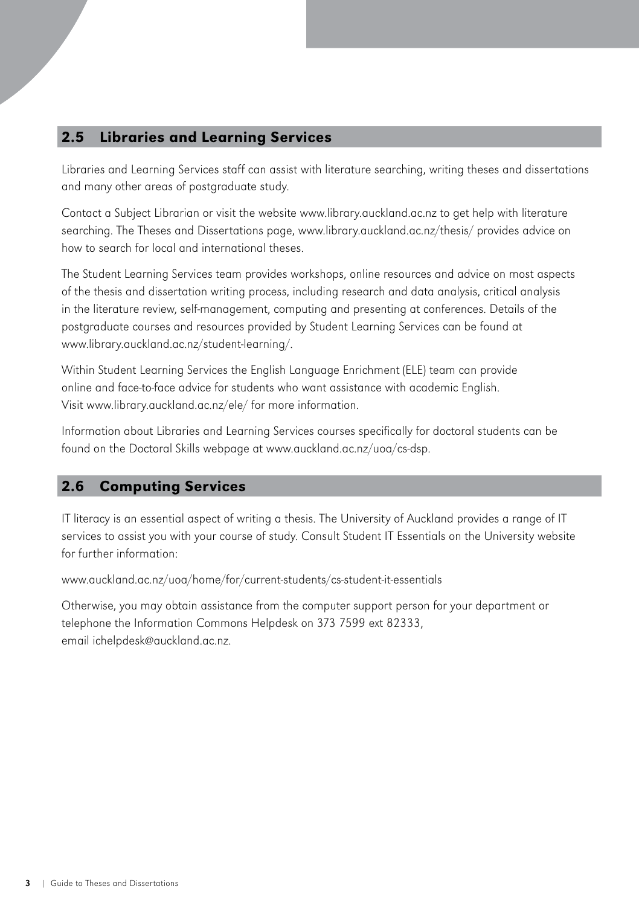## 2.5 Libraries and Learning Services

Libraries and Learning Services staff can assist with literature searching, writing theses and dissertations and many other areas of postgraduate study.

Contact a Subject Librarian or visit the website www.library.auckland.ac.nz to get help with literature searching. The Theses and Dissertations page, www.library.auckland.ac.nz/thesis/ provides advice on how to search for local and international theses.

The Student Learning Services team provides workshops, online resources and advice on most aspects of the thesis and dissertation writing process, including research and data analysis, critical analysis in the literature review, self-management, computing and presenting at conferences. Details of the postgraduate courses and resources provided by Student Learning Services can be found at www.library.auckland.ac.nz/student-learning/.

Within Student Learning Services the English Language Enrichment (ELE) team can provide online and face-to-face advice for students who want assistance with academic English. Visit www.library.auckland.ac.nz/ele/ for more information.

Information about Libraries and Learning Services courses specifically for doctoral students can be found on the Doctoral Skills webpage at www.auckland.ac.nz/uoa/cs-dsp.

## 2.6 Computing Services

IT literacy is an essential aspect of writing a thesis. The University of Auckland provides a range of IT services to assist you with your course of study. Consult Student IT Essentials on the University website for further information:

www.auckland.ac.nz/uoa/home/for/current-students/cs-student-it-essentials

Otherwise, you may obtain assistance from the computer support person for your department or telephone the Information Commons Helpdesk on 373 7599 ext 82333, email ichelpdesk@auckland.ac.nz.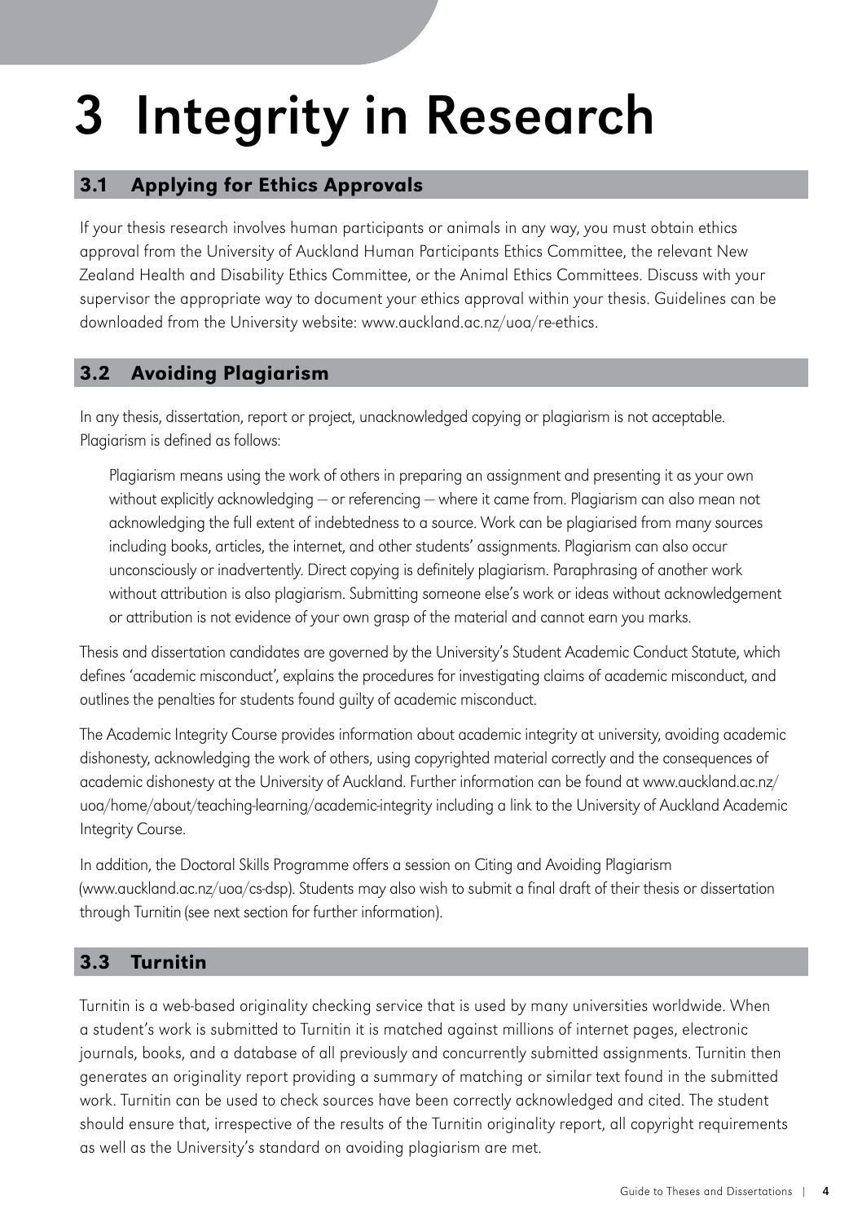# 3 Integrity in Research

## 3.1 Applying for Ethics Approvals

If your thesis research involves human participants or animals in any way, you must obtain ethics approval from the University of Auckland Human Participants Ethics Committee, the relevant New Zealand Health and Disability Ethics Committee, or the Animal Ethics Committees. Discuss with your supervisor the appropriate way to document your ethics approval within your thesis. Guidelines can be downloaded from the University website: www.auckland.ac.nz/uoa/re-ethics.

## 3.2 Avoiding Plagiarism

In any thesis, dissertation, report or project, unacknowledged copying or plagiarism is not acceptable. Plagiarism is defined as follows:

> Plagiarism means using the work of others in preparing an assignment and presenting it as your own without explicitly acknowledging – or referencing – where it came from. Plagiarism can also mean not acknowledging the full extent of indebtedness to a source. Work can be plagiarised from many sources including books, articles, the internet, and other students' assignments. Plagiarism can also occur unconsciously or inadvertently. Direct copying is definitely plagiarism. Paraphrasing of another work without attribution is also plagiarism. Submitting someone else's work or ideas without acknowledgement or attribution is not evidence of your own grasp of the material and cannot earn you marks.

Thesis and dissertation candidates are governed by the University's Student Academic Conduct Statute, which defines 'academic misconduct', explains the procedures for investigating claims of academic misconduct, and outlines the penalties for students found guilty of academic misconduct.

The Academic Integrity Course provides information about academic integrity at university, avoiding academic dishonesty, acknowledging the work of others, using copyrighted material correctly and the consequences of academic dishonesty at the University of Auckland. Further information can be found at www.auckland.ac.nz/uoa/home/about/teaching-learning/academic-integrity including a link to the University of Auckland Academic Integrity Course.

In addition, the Doctoral Skills Programme offers a session on Citing and Avoiding Plagiarism (www.auckland.ac.nz/uoa/cs-dsp). Students may also wish to submit a final draft of their thesis or dissertation through Turnitin (see next section for further information).

## 3.3 Turnitin

Turnitin is a web-based originality checking service that is used by many universities worldwide. When a student's work is submitted to Turnitin it is matched against millions of internet pages, electronic journals, books, and a database of all previously and concurrently submitted assignments. Turnitin then generates an originality report providing a summary of matching or similar text found in the submitted work. Turnitin can be used to check sources have been correctly acknowledged and cited. The student should ensure that, irrespective of the results of the Turnitin originality report, all copyright requirements as well as the University's standard on avoiding plagiarism are met.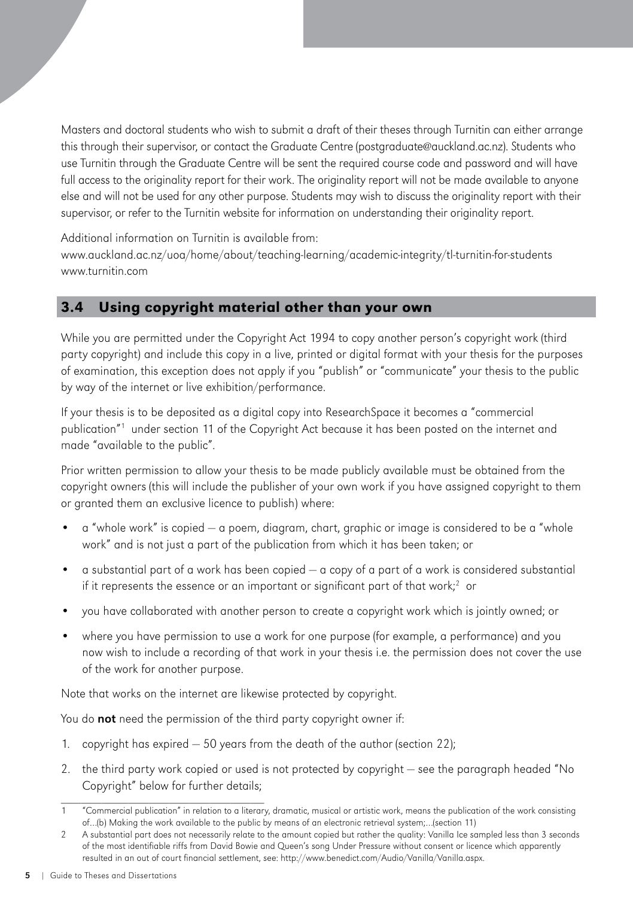Masters and doctoral students who wish to submit a draft of their theses through Turnitin can either arrange this through their supervisor, or contact the Graduate Centre (postgraduate@auckland.ac.nz). Students who use Turnitin through the Graduate Centre will be sent the required course code and password and will have full access to the originality report for their work. The originality report will not be made available to anyone else and will not be used for any other purpose. Students may wish to discuss the originality report with their supervisor, or refer to the Turnitin website for information on understanding their originality report.

Additional information on Turnitin is available from:
www.auckland.ac.nz/uoa/home/about/teaching-learning/academic-integrity/tl-turnitin-for-students
www.turnitin.com

## 3.4 Using copyright material other than your own

While you are permitted under the Copyright Act 1994 to copy another person's copyright work (third party copyright) and include this copy in a live, printed or digital format with your thesis for the purposes of examination, this exception does not apply if you "publish" or "communicate" your thesis to the public by way of the internet or live exhibition/performance.

If your thesis is to be deposited as a digital copy into ResearchSpace it becomes a "commercial publication"[1] under section 11 of the Copyright Act because it has been posted on the internet and made "available to the public".

Prior written permission to allow your thesis to be made publicly available must be obtained from the copyright owners (this will include the publisher of your own work if you have assigned copyright to them or granted them an exclusive licence to publish) where:

- a "whole work" is copied – a poem, diagram, chart, graphic or image is considered to be a "whole work" and is not just a part of the publication from which it has been taken; or
- a substantial part of a work has been copied – a copy of a part of a work is considered substantial if it represents the essence or an important or significant part of that work;[2] or
- you have collaborated with another person to create a copyright work which is jointly owned; or
- where you have permission to use a work for one purpose (for example, a performance) and you now wish to include a recording of that work in your thesis i.e. the permission does not cover the use of the work for another purpose.

Note that works on the internet are likewise protected by copyright.

You do **not** need the permission of the third party copyright owner if:

1. copyright has expired – 50 years from the death of the author (section 22);
2. the third party work copied or used is not protected by copyright – see the paragraph headed "No Copyright" below for further details;

---

1 "Commercial publication" in relation to a literary, dramatic, musical or artistic work, means the publication of the work consisting of…(b) Making the work available to the public by means of an electronic retrieval system;…(section 11)

2 A substantial part does not necessarily relate to the amount copied but rather the quality: Vanilla Ice sampled less than 3 seconds of the most identifiable riffs from David Bowie and Queen's song Under Pressure without consent or licence which apparently resulted in an out of court financial settlement, see: http://www.benedict.com/Audio/Vanilla/Vanilla.aspx.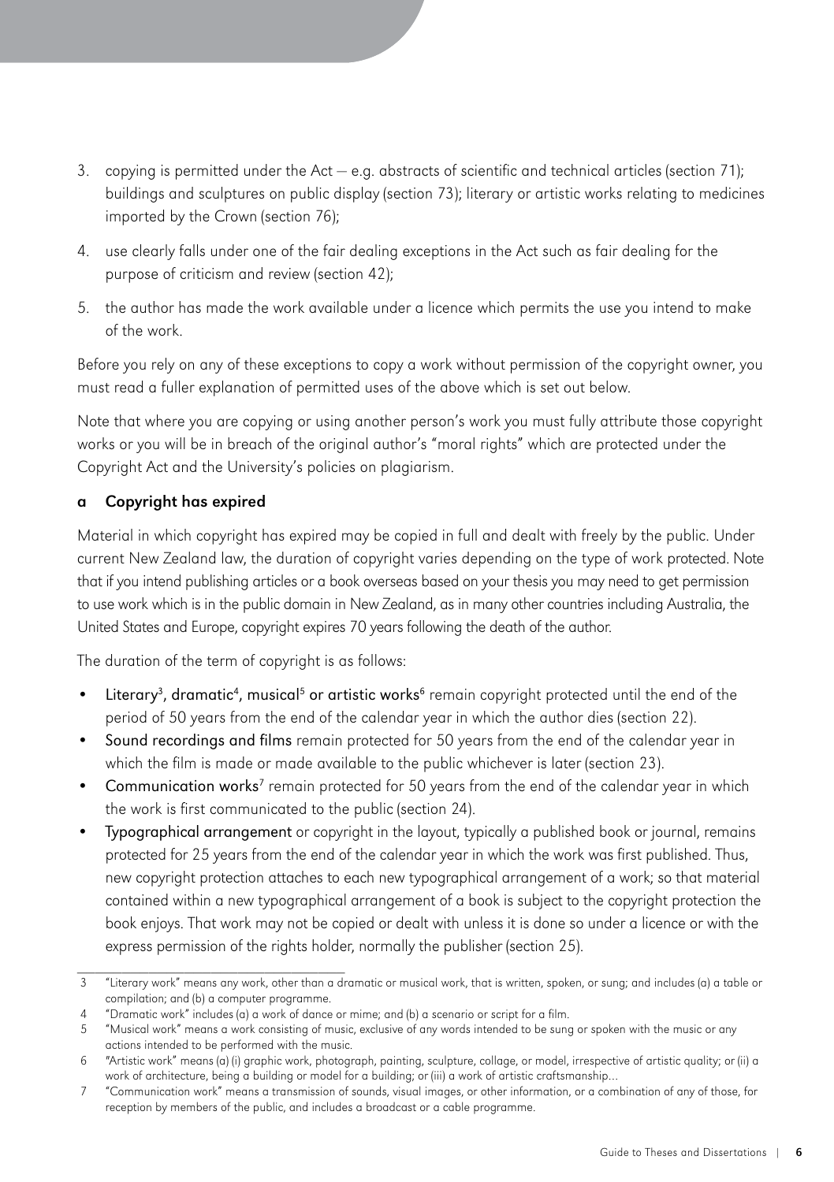3. copying is permitted under the Act – e.g. abstracts of scientific and technical articles (section 71); buildings and sculptures on public display (section 73); literary or artistic works relating to medicines imported by the Crown (section 76);
4. use clearly falls under one of the fair dealing exceptions in the Act such as fair dealing for the purpose of criticism and review (section 42);
5. the author has made the work available under a licence which permits the use you intend to make of the work.

Before you rely on any of these exceptions to copy a work without permission of the copyright owner, you must read a fuller explanation of permitted uses of the above which is set out below.

Note that where you are copying or using another person's work you must fully attribute those copyright works or you will be in breach of the original author's "moral rights" which are protected under the Copyright Act and the University's policies on plagiarism.

### a Copyright has expired

Material in which copyright has expired may be copied in full and dealt with freely by the public. Under current New Zealand law, the duration of copyright varies depending on the type of work protected. Note that if you intend publishing articles or a book overseas based on your thesis you may need to get permission to use work which is in the public domain in New Zealand, as in many other countries including Australia, the United States and Europe, copyright expires 70 years following the death of the author.

The duration of the term of copyright is as follows:

- Literary[3], dramatic[4], musical[5] or artistic works[6] remain copyright protected until the end of the period of 50 years from the end of the calendar year in which the author dies (section 22).
- Sound recordings and films remain protected for 50 years from the end of the calendar year in which the film is made or made available to the public whichever is later (section 23).
- Communication works[7] remain protected for 50 years from the end of the calendar year in which the work is first communicated to the public (section 24).
- Typographical arrangement or copyright in the layout, typically a published book or journal, remains protected for 25 years from the end of the calendar year in which the work was first published. Thus, new copyright protection attaches to each new typographical arrangement of a work; so that material contained within a new typographical arrangement of a book is subject to the copyright protection the book enjoys. That work may not be copied or dealt with unless it is done so under a licence or with the express permission of the rights holder, normally the publisher (section 25).

---

3 "Literary work" means any work, other than a dramatic or musical work, that is written, spoken, or sung; and includes (a) a table or compilation; and (b) a computer programme.

4 "Dramatic work" includes (a) a work of dance or mime; and (b) a scenario or script for a film.

5 "Musical work" means a work consisting of music, exclusive of any words intended to be sung or spoken with the music or any actions intended to be performed with the music.

6 "Artistic work" means (a) (i) graphic work, photograph, painting, sculpture, collage, or model, irrespective of artistic quality; or (ii) a work of architecture, being a building or model for a building; or (iii) a work of artistic craftsmanship...

7 "Communication work" means a transmission of sounds, visual images, or other information, or a combination of any of those, for reception by members of the public, and includes a broadcast or a cable programme.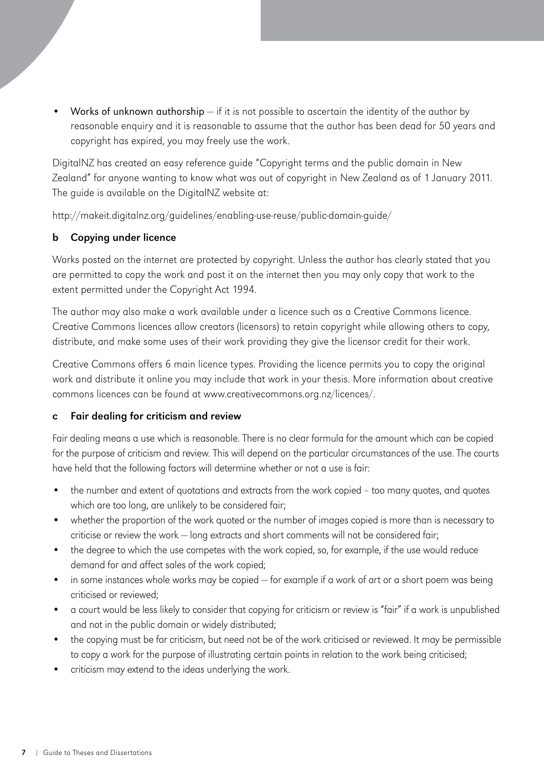- **Works of unknown authorship** — if it is not possible to ascertain the identity of the author by reasonable enquiry and it is reasonable to assume that the author has been dead for 50 years and copyright has expired, you may freely use the work.

DigitalNZ has created an easy reference guide "Copyright terms and the public domain in New Zealand" for anyone wanting to know what was out of copyright in New Zealand as of 1 January 2011. The guide is available on the DigitalNZ website at:

http://makeit.digitalnz.org/guidelines/enabling-use-reuse/public-domain-guide/

### b Copying under licence

Works posted on the internet are protected by copyright. Unless the author has clearly stated that you are permitted to copy the work and post it on the internet then you may only copy that work to the extent permitted under the Copyright Act 1994.

The author may also make a work available under a licence such as a Creative Commons licence. Creative Commons licences allow creators (licensors) to retain copyright while allowing others to copy, distribute, and make some uses of their work providing they give the licensor credit for their work.

Creative Commons offers 6 main licence types. Providing the licence permits you to copy the original work and distribute it online you may include that work in your thesis. More information about creative commons licences can be found at www.creativecommons.org.nz/licences/.

### c Fair dealing for criticism and review

Fair dealing means a use which is reasonable. There is no clear formula for the amount which can be copied for the purpose of criticism and review. This will depend on the particular circumstances of the use. The courts have held that the following factors will determine whether or not a use is fair:

- the number and extent of quotations and extracts from the work copied – too many quotes, and quotes which are too long, are unlikely to be considered fair;
- whether the proportion of the work quoted or the number of images copied is more than is necessary to criticise or review the work — long extracts and short comments will not be considered fair;
- the degree to which the use competes with the work copied, so, for example, if the use would reduce demand for and affect sales of the work copied;
- in some instances whole works may be copied — for example if a work of art or a short poem was being criticised or reviewed;
- a court would be less likely to consider that copying for criticism or review is "fair" if a work is unpublished and not in the public domain or widely distributed;
- the copying must be for criticism, but need not be of the work criticised or reviewed. It may be permissible to copy a work for the purpose of illustrating certain points in relation to the work being criticised;
- criticism may extend to the ideas underlying the work.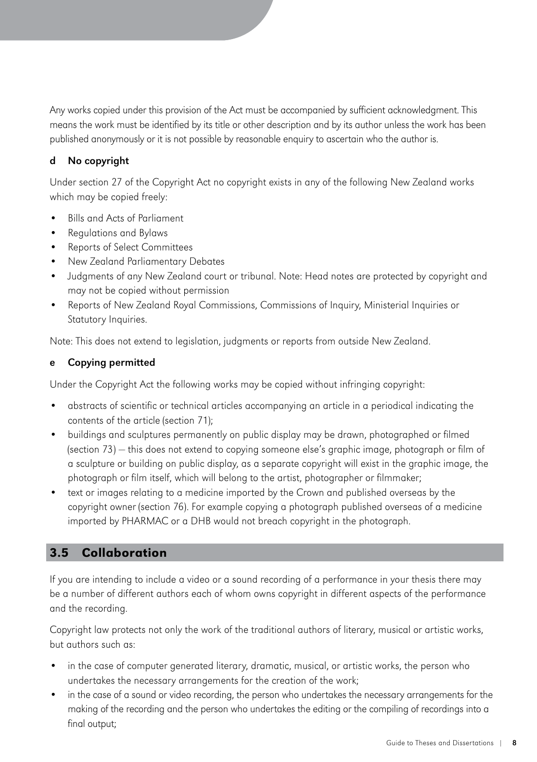Any works copied under this provision of the Act must be accompanied by sufficient acknowledgment. This means the work must be identified by its title or other description and by its author unless the work has been published anonymously or it is not possible by reasonable enquiry to ascertain who the author is.

#### d No copyright

Under section 27 of the Copyright Act no copyright exists in any of the following New Zealand works which may be copied freely:

- Bills and Acts of Parliament
- Regulations and Bylaws
- Reports of Select Committees
- New Zealand Parliamentary Debates
- Judgments of any New Zealand court or tribunal. Note: Head notes are protected by copyright and may not be copied without permission
- Reports of New Zealand Royal Commissions, Commissions of Inquiry, Ministerial Inquiries or Statutory Inquiries.

Note: This does not extend to legislation, judgments or reports from outside New Zealand.

#### e Copying permitted

Under the Copyright Act the following works may be copied without infringing copyright:

- abstracts of scientific or technical articles accompanying an article in a periodical indicating the contents of the article (section 71);
- buildings and sculptures permanently on public display may be drawn, photographed or filmed (section 73) – this does not extend to copying someone else's graphic image, photograph or film of a sculpture or building on public display, as a separate copyright will exist in the graphic image, the photograph or film itself, which will belong to the artist, photographer or filmmaker;
- text or images relating to a medicine imported by the Crown and published overseas by the copyright owner (section 76). For example copying a photograph published overseas of a medicine imported by PHARMAC or a DHB would not breach copyright in the photograph.

## 3.5 Collaboration

If you are intending to include a video or a sound recording of a performance in your thesis there may be a number of different authors each of whom owns copyright in different aspects of the performance and the recording.

Copyright law protects not only the work of the traditional authors of literary, musical or artistic works, but authors such as:

- in the case of computer generated literary, dramatic, musical, or artistic works, the person who undertakes the necessary arrangements for the creation of the work;
- in the case of a sound or video recording, the person who undertakes the necessary arrangements for the making of the recording and the person who undertakes the editing or the compiling of recordings into a final output;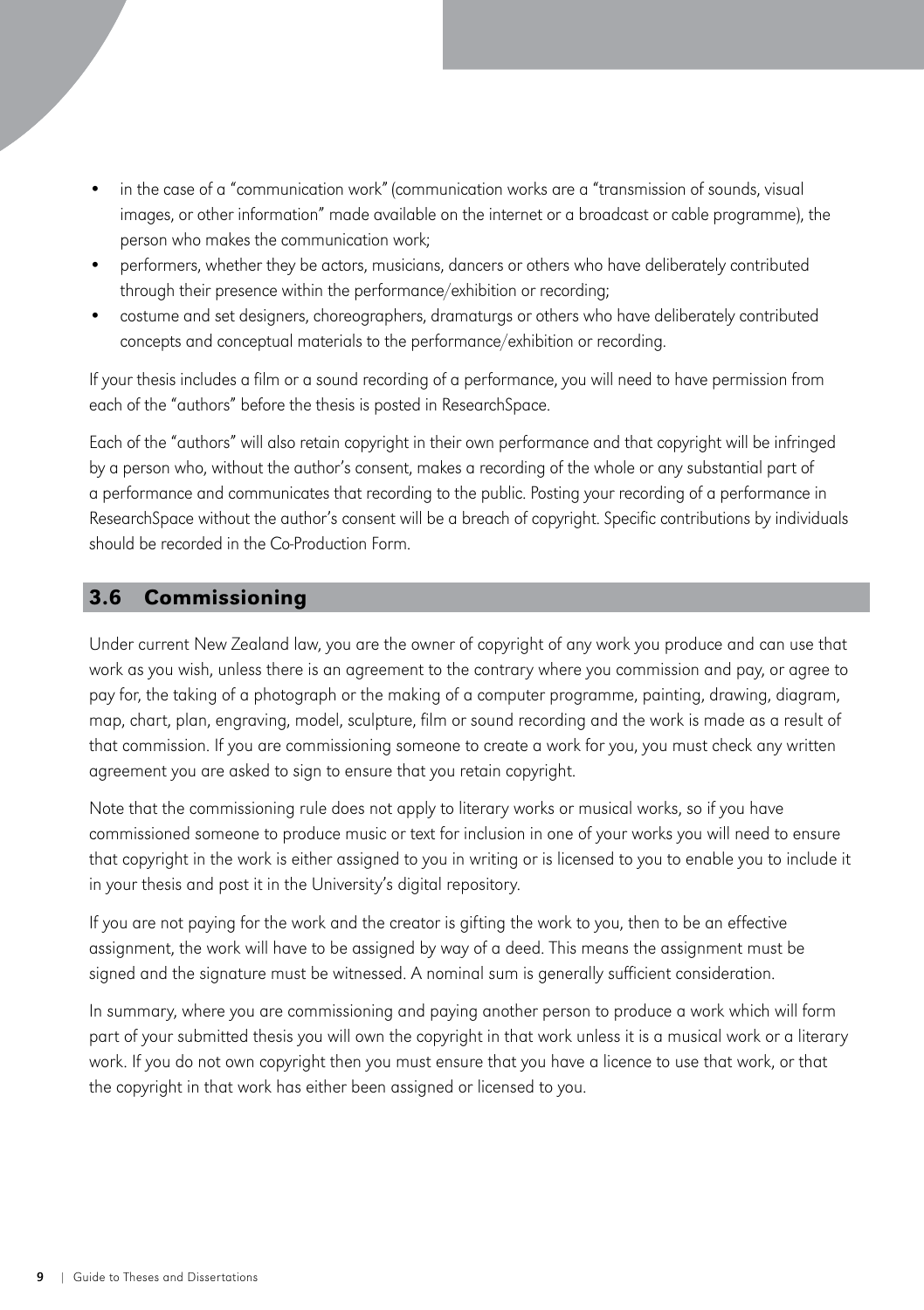- in the case of a "communication work" (communication works are a "transmission of sounds, visual images, or other information" made available on the internet or a broadcast or cable programme), the person who makes the communication work;
- performers, whether they be actors, musicians, dancers or others who have deliberately contributed through their presence within the performance/exhibition or recording;
- costume and set designers, choreographers, dramaturgs or others who have deliberately contributed concepts and conceptual materials to the performance/exhibition or recording.

If your thesis includes a film or a sound recording of a performance, you will need to have permission from each of the "authors" before the thesis is posted in ResearchSpace.

Each of the "authors" will also retain copyright in their own performance and that copyright will be infringed by a person who, without the author's consent, makes a recording of the whole or any substantial part of a performance and communicates that recording to the public. Posting your recording of a performance in ResearchSpace without the author's consent will be a breach of copyright. Specific contributions by individuals should be recorded in the Co-Production Form.

## 3.6 Commissioning

Under current New Zealand law, you are the owner of copyright of any work you produce and can use that work as you wish, unless there is an agreement to the contrary where you commission and pay, or agree to pay for, the taking of a photograph or the making of a computer programme, painting, drawing, diagram, map, chart, plan, engraving, model, sculpture, film or sound recording and the work is made as a result of that commission. If you are commissioning someone to create a work for you, you must check any written agreement you are asked to sign to ensure that you retain copyright.

Note that the commissioning rule does not apply to literary works or musical works, so if you have commissioned someone to produce music or text for inclusion in one of your works you will need to ensure that copyright in the work is either assigned to you in writing or is licensed to you to enable you to include it in your thesis and post it in the University's digital repository.

If you are not paying for the work and the creator is gifting the work to you, then to be an effective assignment, the work will have to be assigned by way of a deed. This means the assignment must be signed and the signature must be witnessed. A nominal sum is generally sufficient consideration.

In summary, where you are commissioning and paying another person to produce a work which will form part of your submitted thesis you will own the copyright in that work unless it is a musical work or a literary work. If you do not own copyright then you must ensure that you have a licence to use that work, or that the copyright in that work has either been assigned or licensed to you.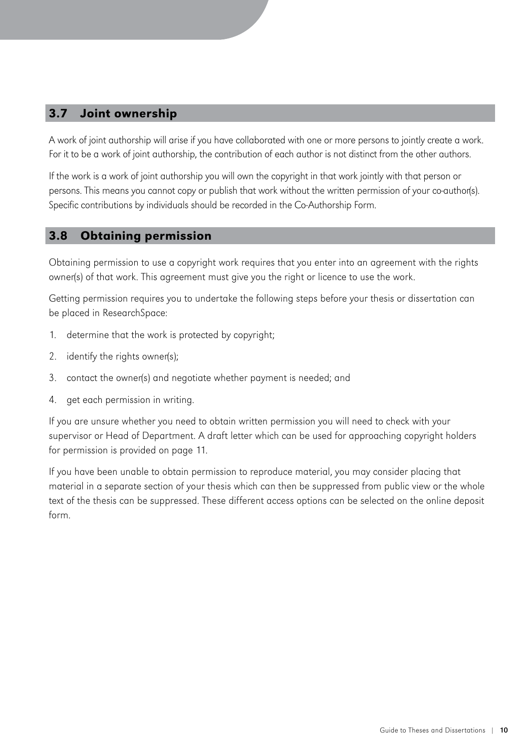## 3.7 Joint ownership

A work of joint authorship will arise if you have collaborated with one or more persons to jointly create a work. For it to be a work of joint authorship, the contribution of each author is not distinct from the other authors.

If the work is a work of joint authorship you will own the copyright in that work jointly with that person or persons. This means you cannot copy or publish that work without the written permission of your co-author(s). Specific contributions by individuals should be recorded in the Co-Authorship Form.

## 3.8 Obtaining permission

Obtaining permission to use a copyright work requires that you enter into an agreement with the rights owner(s) of that work. This agreement must give you the right or licence to use the work.

Getting permission requires you to undertake the following steps before your thesis or dissertation can be placed in ResearchSpace:

1. determine that the work is protected by copyright;
2. identify the rights owner(s);
3. contact the owner(s) and negotiate whether payment is needed; and
4. get each permission in writing.

If you are unsure whether you need to obtain written permission you will need to check with your supervisor or Head of Department. A draft letter which can be used for approaching copyright holders for permission is provided on page 11.

If you have been unable to obtain permission to reproduce material, you may consider placing that material in a separate section of your thesis which can then be suppressed from public view or the whole text of the thesis can be suppressed. These different access options can be selected on the online deposit form.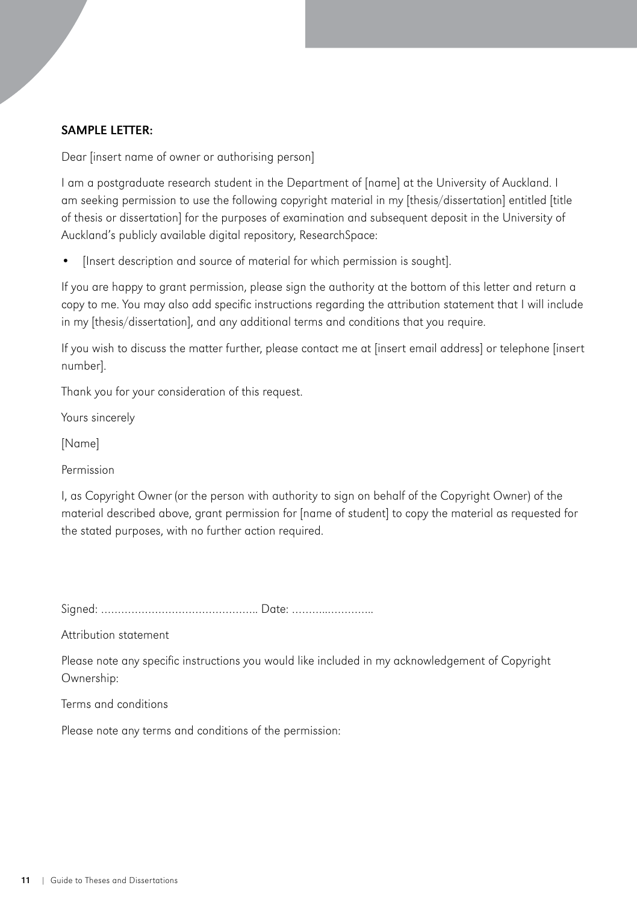**SAMPLE LETTER:**

Dear [insert name of owner or authorising person]

I am a postgraduate research student in the Department of [name] at the University of Auckland. I am seeking permission to use the following copyright material in my [thesis/dissertation] entitled [title of thesis or dissertation] for the purposes of examination and subsequent deposit in the University of Auckland's publicly available digital repository, ResearchSpace:

- [Insert description and source of material for which permission is sought].

If you are happy to grant permission, please sign the authority at the bottom of this letter and return a copy to me. You may also add specific instructions regarding the attribution statement that I will include in my [thesis/dissertation], and any additional terms and conditions that you require.

If you wish to discuss the matter further, please contact me at [insert email address] or telephone [insert number].

Thank you for your consideration of this request.

Yours sincerely

[Name]

Permission

I, as Copyright Owner (or the person with authority to sign on behalf of the Copyright Owner) of the material described above, grant permission for [name of student] to copy the material as requested for the stated purposes, with no further action required.

Signed: ……………………………………….. Date: ……….…………..

Attribution statement

Please note any specific instructions you would like included in my acknowledgement of Copyright Ownership:

Terms and conditions

Please note any terms and conditions of the permission: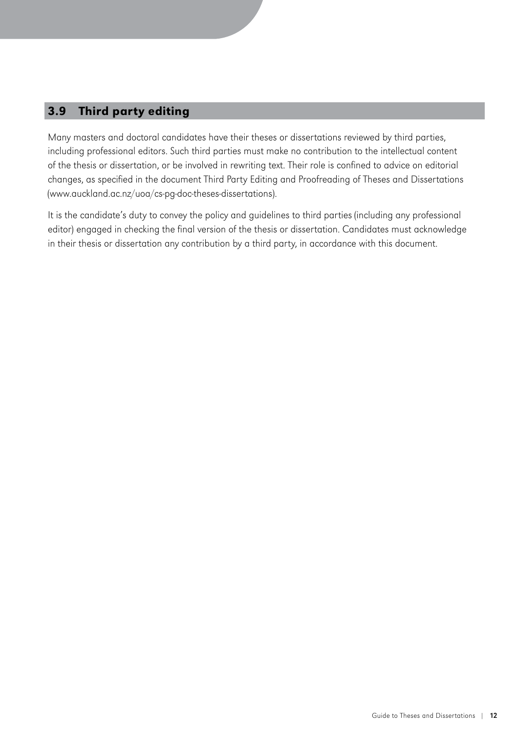## 3.9 Third party editing

Many masters and doctoral candidates have their theses or dissertations reviewed by third parties, including professional editors. Such third parties must make no contribution to the intellectual content of the thesis or dissertation, or be involved in rewriting text. Their role is confined to advice on editorial changes, as specified in the document Third Party Editing and Proofreading of Theses and Dissertations (www.auckland.ac.nz/uoa/cs-pg-doc-theses-dissertations).

It is the candidate's duty to convey the policy and guidelines to third parties (including any professional editor) engaged in checking the final version of the thesis or dissertation. Candidates must acknowledge in their thesis or dissertation any contribution by a third party, in accordance with this document.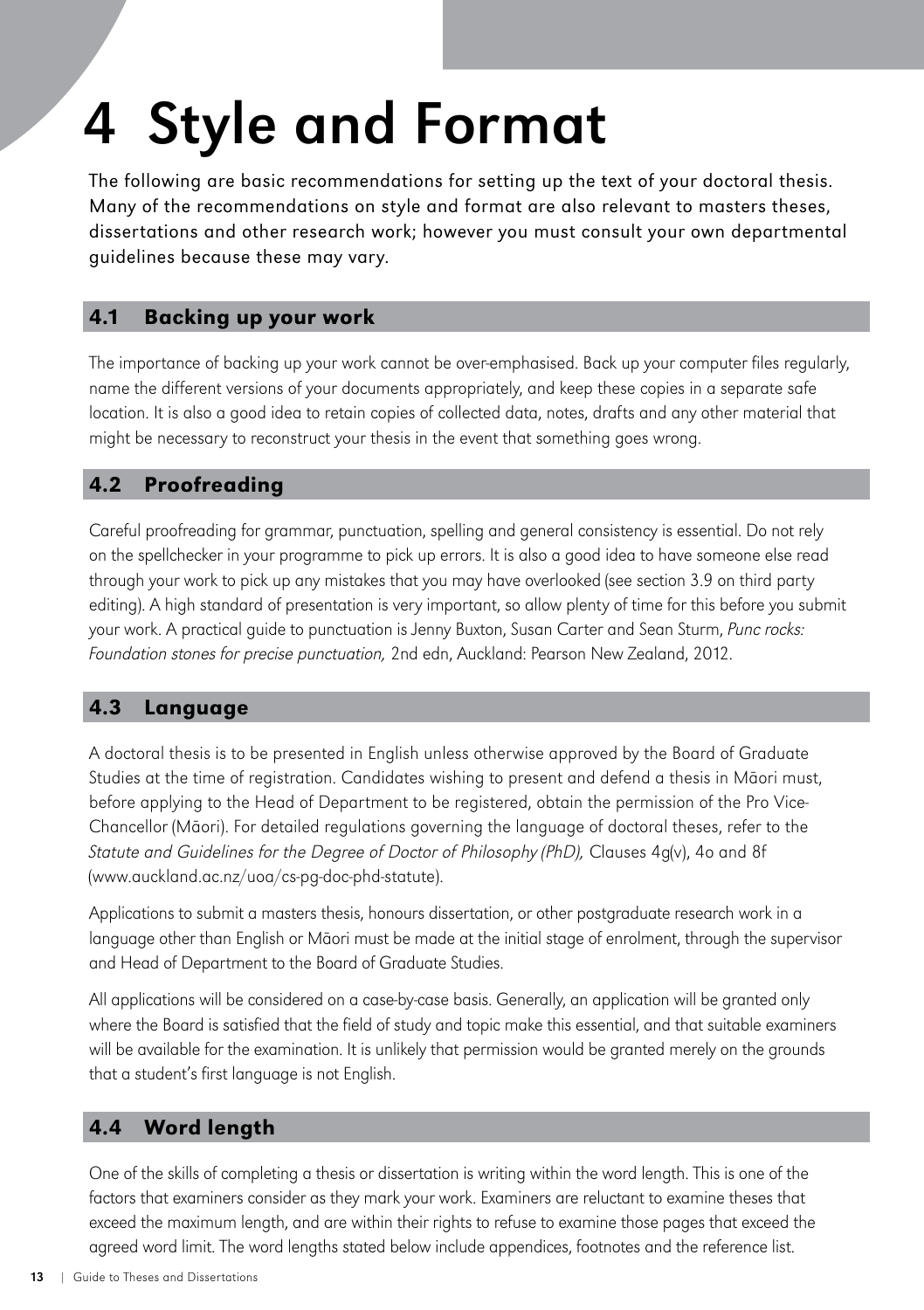# 4 Style and Format

The following are basic recommendations for setting up the text of your doctoral thesis. Many of the recommendations on style and format are also relevant to masters theses, dissertations and other research work; however you must consult your own departmental guidelines because these may vary.

## 4.1 Backing up your work

The importance of backing up your work cannot be over-emphasised. Back up your computer files regularly, name the different versions of your documents appropriately, and keep these copies in a separate safe location. It is also a good idea to retain copies of collected data, notes, drafts and any other material that might be necessary to reconstruct your thesis in the event that something goes wrong.

## 4.2 Proofreading

Careful proofreading for grammar, punctuation, spelling and general consistency is essential. Do not rely on the spellchecker in your programme to pick up errors. It is also a good idea to have someone else read through your work to pick up any mistakes that you may have overlooked (see section 3.9 on third party editing). A high standard of presentation is very important, so allow plenty of time for this before you submit your work. A practical guide to punctuation is Jenny Buxton, Susan Carter and Sean Sturm, *Punc rocks: Foundation stones for precise punctuation,* 2nd edn, Auckland: Pearson New Zealand, 2012.

## 4.3 Language

A doctoral thesis is to be presented in English unless otherwise approved by the Board of Graduate Studies at the time of registration. Candidates wishing to present and defend a thesis in Māori must, before applying to the Head of Department to be registered, obtain the permission of the Pro Vice-Chancellor (Māori). For detailed regulations governing the language of doctoral theses, refer to the *Statute and Guidelines for the Degree of Doctor of Philosophy (PhD),* Clauses 4g(v), 4o and 8f (www.auckland.ac.nz/uoa/cs-pg-doc-phd-statute).

Applications to submit a masters thesis, honours dissertation, or other postgraduate research work in a language other than English or Māori must be made at the initial stage of enrolment, through the supervisor and Head of Department to the Board of Graduate Studies.

All applications will be considered on a case-by-case basis. Generally, an application will be granted only where the Board is satisfied that the field of study and topic make this essential, and that suitable examiners will be available for the examination. It is unlikely that permission would be granted merely on the grounds that a student's first language is not English.

## 4.4 Word length

One of the skills of completing a thesis or dissertation is writing within the word length. This is one of the factors that examiners consider as they mark your work. Examiners are reluctant to examine theses that exceed the maximum length, and are within their rights to refuse to examine those pages that exceed the agreed word limit. The word lengths stated below include appendices, footnotes and the reference list.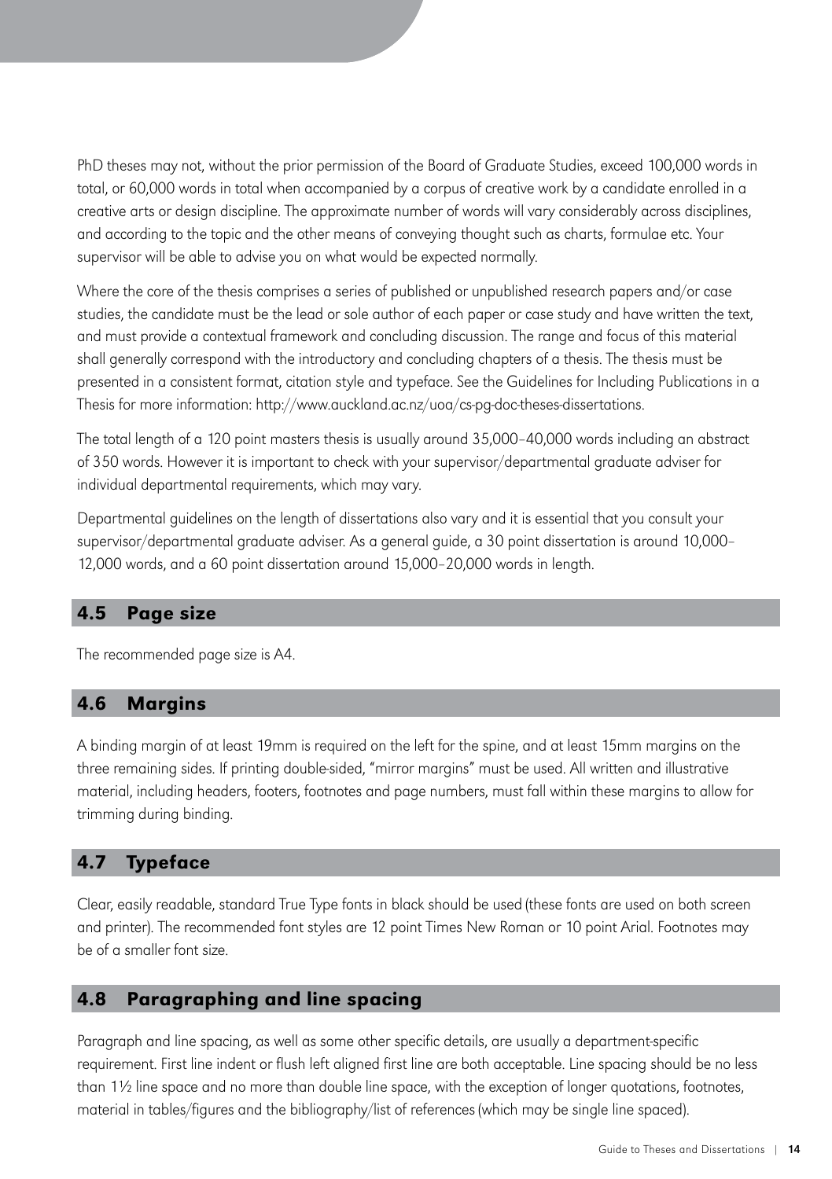PhD theses may not, without the prior permission of the Board of Graduate Studies, exceed 100,000 words in total, or 60,000 words in total when accompanied by a corpus of creative work by a candidate enrolled in a creative arts or design discipline. The approximate number of words will vary considerably across disciplines, and according to the topic and the other means of conveying thought such as charts, formulae etc. Your supervisor will be able to advise you on what would be expected normally.

Where the core of the thesis comprises a series of published or unpublished research papers and/or case studies, the candidate must be the lead or sole author of each paper or case study and have written the text, and must provide a contextual framework and concluding discussion. The range and focus of this material shall generally correspond with the introductory and concluding chapters of a thesis. The thesis must be presented in a consistent format, citation style and typeface. See the Guidelines for Including Publications in a Thesis for more information: http://www.auckland.ac.nz/uoa/cs-pg-doc-theses-dissertations.

The total length of a 120 point masters thesis is usually around 35,000–40,000 words including an abstract of 350 words. However it is important to check with your supervisor/departmental graduate adviser for individual departmental requirements, which may vary.

Departmental guidelines on the length of dissertations also vary and it is essential that you consult your supervisor/departmental graduate adviser. As a general guide, a 30 point dissertation is around 10,000–12,000 words, and a 60 point dissertation around 15,000–20,000 words in length.

## 4.5 Page size

The recommended page size is A4.

## 4.6 Margins

A binding margin of at least 19mm is required on the left for the spine, and at least 15mm margins on the three remaining sides. If printing double-sided, "mirror margins" must be used. All written and illustrative material, including headers, footers, footnotes and page numbers, must fall within these margins to allow for trimming during binding.

## 4.7 Typeface

Clear, easily readable, standard True Type fonts in black should be used (these fonts are used on both screen and printer). The recommended font styles are 12 point Times New Roman or 10 point Arial. Footnotes may be of a smaller font size.

## 4.8 Paragraphing and line spacing

Paragraph and line spacing, as well as some other specific details, are usually a department-specific requirement. First line indent or flush left aligned first line are both acceptable. Line spacing should be no less than 1½ line space and no more than double line space, with the exception of longer quotations, footnotes, material in tables/figures and the bibliography/list of references (which may be single line spaced).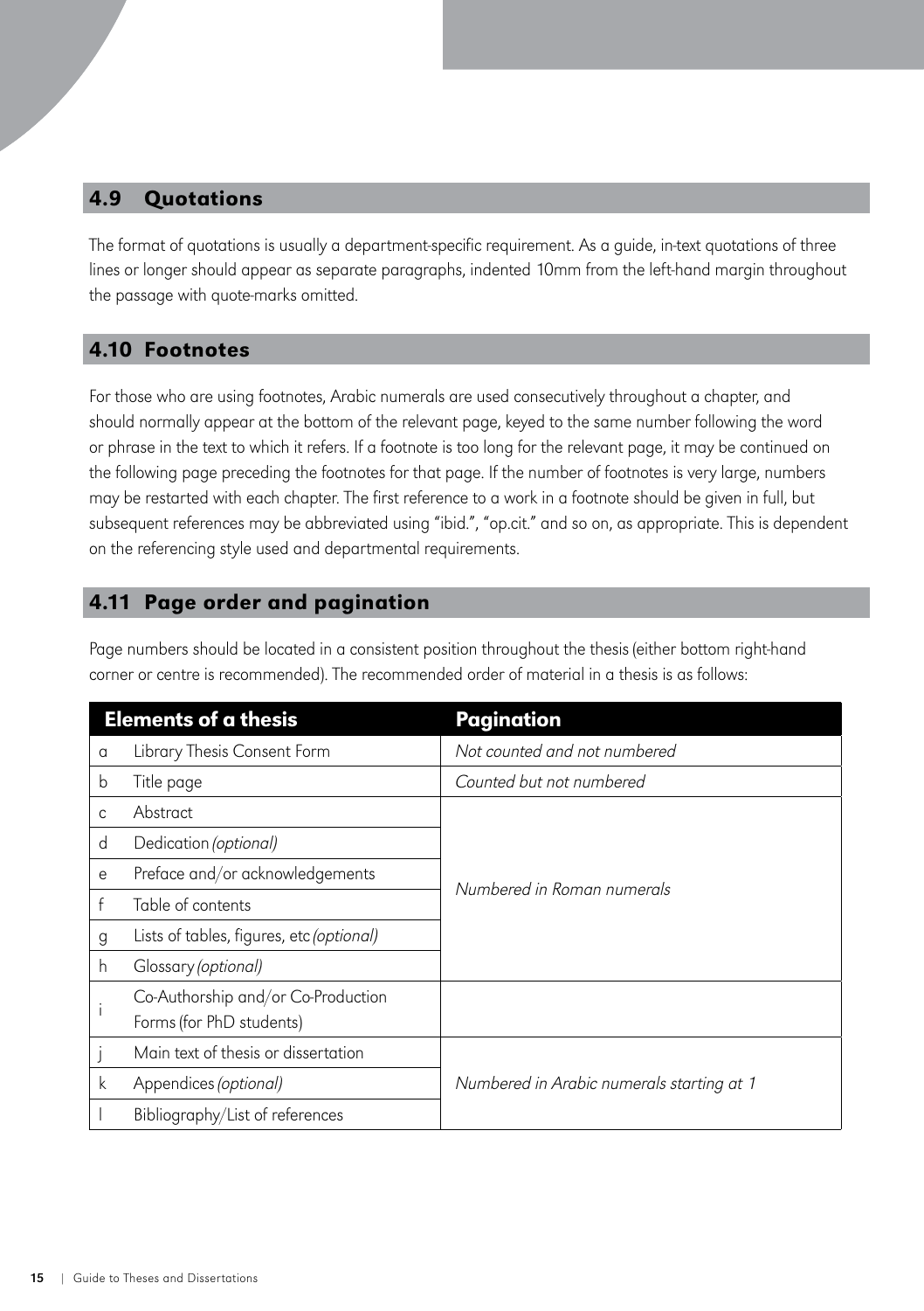## 4.9 Quotations

The format of quotations is usually a department-specific requirement. As a guide, in-text quotations of three lines or longer should appear as separate paragraphs, indented 10mm from the left-hand margin throughout the passage with quote-marks omitted.

## 4.10 Footnotes

For those who are using footnotes, Arabic numerals are used consecutively throughout a chapter, and should normally appear at the bottom of the relevant page, keyed to the same number following the word or phrase in the text to which it refers. If a footnote is too long for the relevant page, it may be continued on the following page preceding the footnotes for that page. If the number of footnotes is very large, numbers may be restarted with each chapter. The first reference to a work in a footnote should be given in full, but subsequent references may be abbreviated using "ibid.", "op.cit." and so on, as appropriate. This is dependent on the referencing style used and departmental requirements.

## 4.11 Page order and pagination

Page numbers should be located in a consistent position throughout the thesis (either bottom right-hand corner or centre is recommended). The recommended order of material in a thesis is as follows:

| | Elements of a thesis | Pagination |
|---|---|---|
| a | Library Thesis Consent Form | *Not counted and not numbered* |
| b | Title page | *Counted but not numbered* |
| c | Abstract | *Numbered in Roman numerals* |
| d | Dedication *(optional)* | |
| e | Preface and/or acknowledgements | |
| f | Table of contents | |
| g | Lists of tables, figures, etc *(optional)* | |
| h | Glossary *(optional)* | |
| i | Co-Authorship and/or Co-Production Forms (for PhD students) | |
| j | Main text of thesis or dissertation | *Numbered in Arabic numerals starting at 1* |
| k | Appendices *(optional)* | |
| l | Bibliography/List of references | |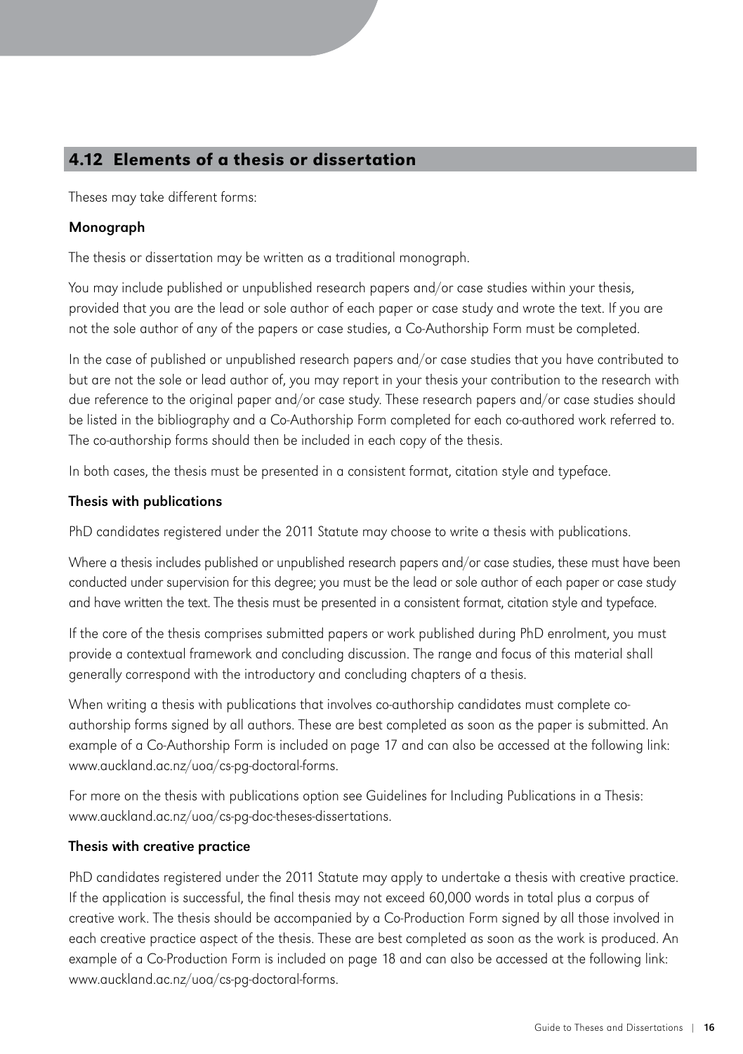## 4.12 Elements of a thesis or dissertation

Theses may take different forms:

### Monograph

The thesis or dissertation may be written as a traditional monograph.

You may include published or unpublished research papers and/or case studies within your thesis, provided that you are the lead or sole author of each paper or case study and wrote the text. If you are not the sole author of any of the papers or case studies, a Co-Authorship Form must be completed.

In the case of published or unpublished research papers and/or case studies that you have contributed to but are not the sole or lead author of, you may report in your thesis your contribution to the research with due reference to the original paper and/or case study. These research papers and/or case studies should be listed in the bibliography and a Co-Authorship Form completed for each co-authored work referred to. The co-authorship forms should then be included in each copy of the thesis.

In both cases, the thesis must be presented in a consistent format, citation style and typeface.

### Thesis with publications

PhD candidates registered under the 2011 Statute may choose to write a thesis with publications.

Where a thesis includes published or unpublished research papers and/or case studies, these must have been conducted under supervision for this degree; you must be the lead or sole author of each paper or case study and have written the text. The thesis must be presented in a consistent format, citation style and typeface.

If the core of the thesis comprises submitted papers or work published during PhD enrolment, you must provide a contextual framework and concluding discussion. The range and focus of this material shall generally correspond with the introductory and concluding chapters of a thesis.

When writing a thesis with publications that involves co-authorship candidates must complete co-authorship forms signed by all authors. These are best completed as soon as the paper is submitted. An example of a Co-Authorship Form is included on page 17 and can also be accessed at the following link: www.auckland.ac.nz/uoa/cs-pg-doctoral-forms.

For more on the thesis with publications option see Guidelines for Including Publications in a Thesis: www.auckland.ac.nz/uoa/cs-pg-doc-theses-dissertations.

### Thesis with creative practice

PhD candidates registered under the 2011 Statute may apply to undertake a thesis with creative practice. If the application is successful, the final thesis may not exceed 60,000 words in total plus a corpus of creative work. The thesis should be accompanied by a Co-Production Form signed by all those involved in each creative practice aspect of the thesis. These are best completed as soon as the work is produced. An example of a Co-Production Form is included on page 18 and can also be accessed at the following link: www.auckland.ac.nz/uoa/cs-pg-doctoral-forms.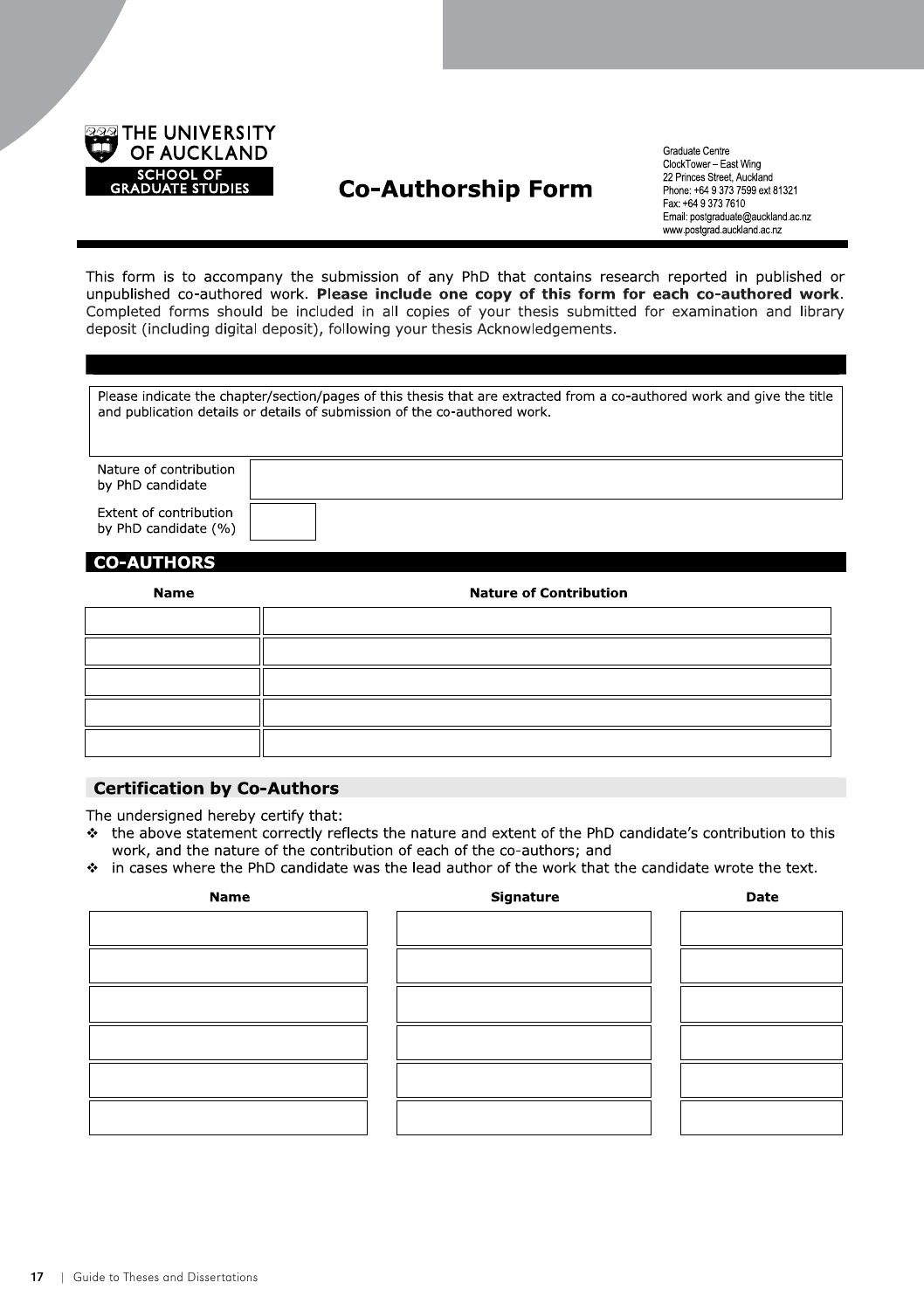THE UNIVERSITY OF AUCKLAND
SCHOOL OF GRADUATE STUDIES

# Co-Authorship Form

Graduate Centre
ClockTower – East Wing
22 Princes Street, Auckland
Phone: +64 9 373 7599 ext 81321
Fax: +64 9 373 7610
Email: postgraduate@auckland.ac.nz
www.postgrad.auckland.ac.nz

This form is to accompany the submission of any PhD that contains research reported in published or unpublished co-authored work. **Please include one copy of this form for each co-authored work**. Completed forms should be included in all copies of your thesis submitted for examination and library deposit (including digital deposit), following your thesis Acknowledgements.

Please indicate the chapter/section/pages of this thesis that are extracted from a co-authored work and give the title and publication details or details of submission of the co-authored work.

| | |
|---|---|
| Nature of contribution by PhD candidate | |
| Extent of contribution by PhD candidate (%) | |

## CO-AUTHORS

| Name | Nature of Contribution |
|---|---|
| | |
| | |
| | |
| | |
| | |

### Certification by Co-Authors

The undersigned hereby certify that:

- the above statement correctly reflects the nature and extent of the PhD candidate's contribution to this work, and the nature of the contribution of each of the co-authors; and
- in cases where the PhD candidate was the lead author of the work that the candidate wrote the text.

| Name | Signature | Date |
|---|---|---|
| | | |
| | | |
| | | |
| | | |
| | | |
| | | |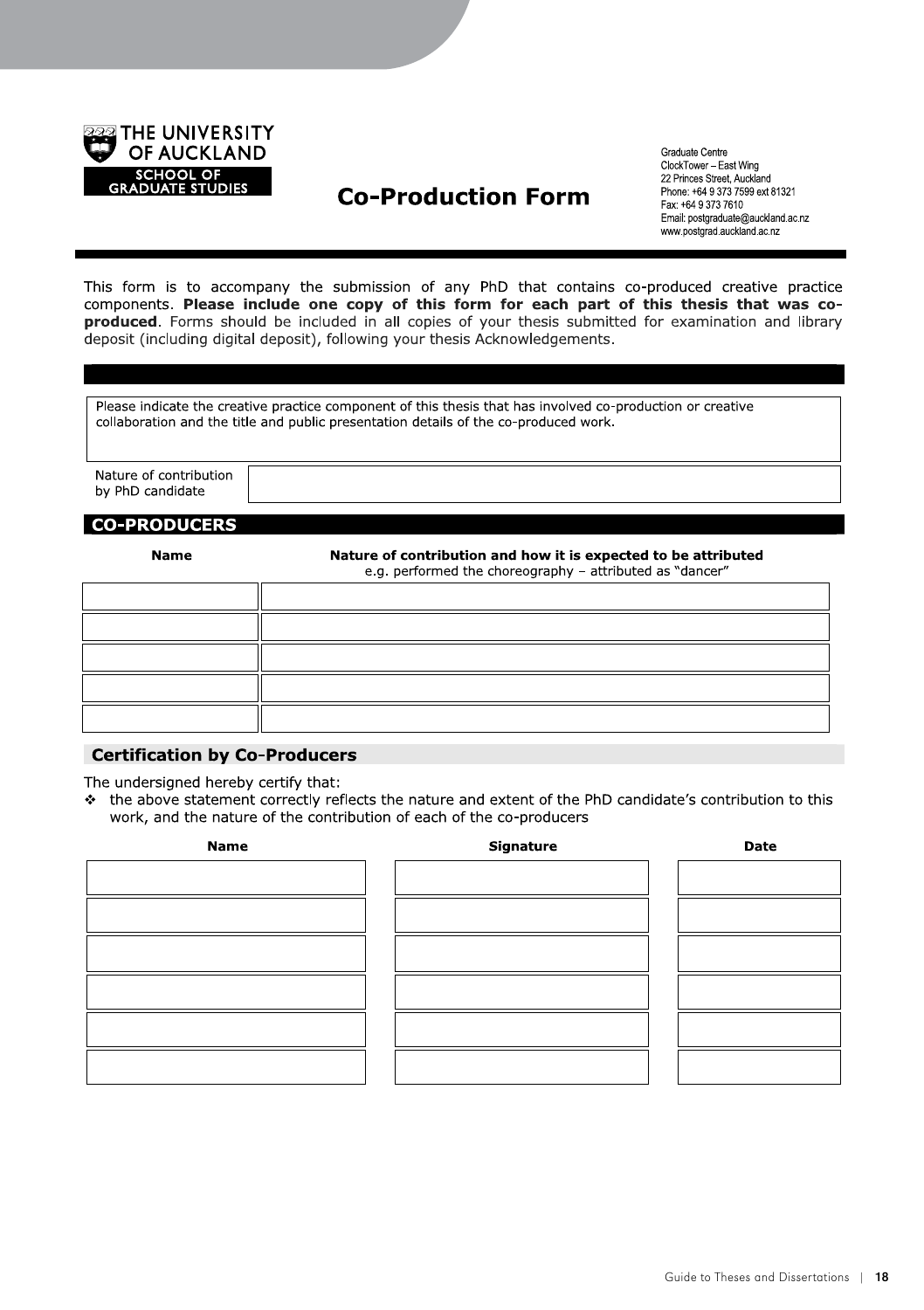THE UNIVERSITY OF AUCKLAND
SCHOOL OF GRADUATE STUDIES

# Co-Production Form

Graduate Centre
ClockTower – East Wing
22 Princes Street, Auckland
Phone: +64 9 373 7599 ext 81321
Fax: +64 9 373 7610
Email: postgraduate@auckland.ac.nz
www.postgrad.auckland.ac.nz

This form is to accompany the submission of any PhD that contains co-produced creative practice components. **Please include one copy of this form for each part of this thesis that was co-produced**. Forms should be included in all copies of your thesis submitted for examination and library deposit (including digital deposit), following your thesis Acknowledgements.

Please indicate the creative practice component of this thesis that has involved co-production or creative collaboration and the title and public presentation details of the co-produced work.

| | |
|---|---|
| Nature of contribution by PhD candidate | |

## CO-PRODUCERS

| **Name** | **Nature of contribution and how it is expected to be attributed** e.g. performed the choreography – attributed as "dancer" |
|---|---|
| | |
| | |
| | |
| | |
| | |

## Certification by Co-Producers

The undersigned hereby certify that:

- the above statement correctly reflects the nature and extent of the PhD candidate's contribution to this work, and the nature of the contribution of each of the co-producers

| **Name** | **Signature** | **Date** |
|---|---|---|
| | | |
| | | |
| | | |
| | | |
| | | |
| | | |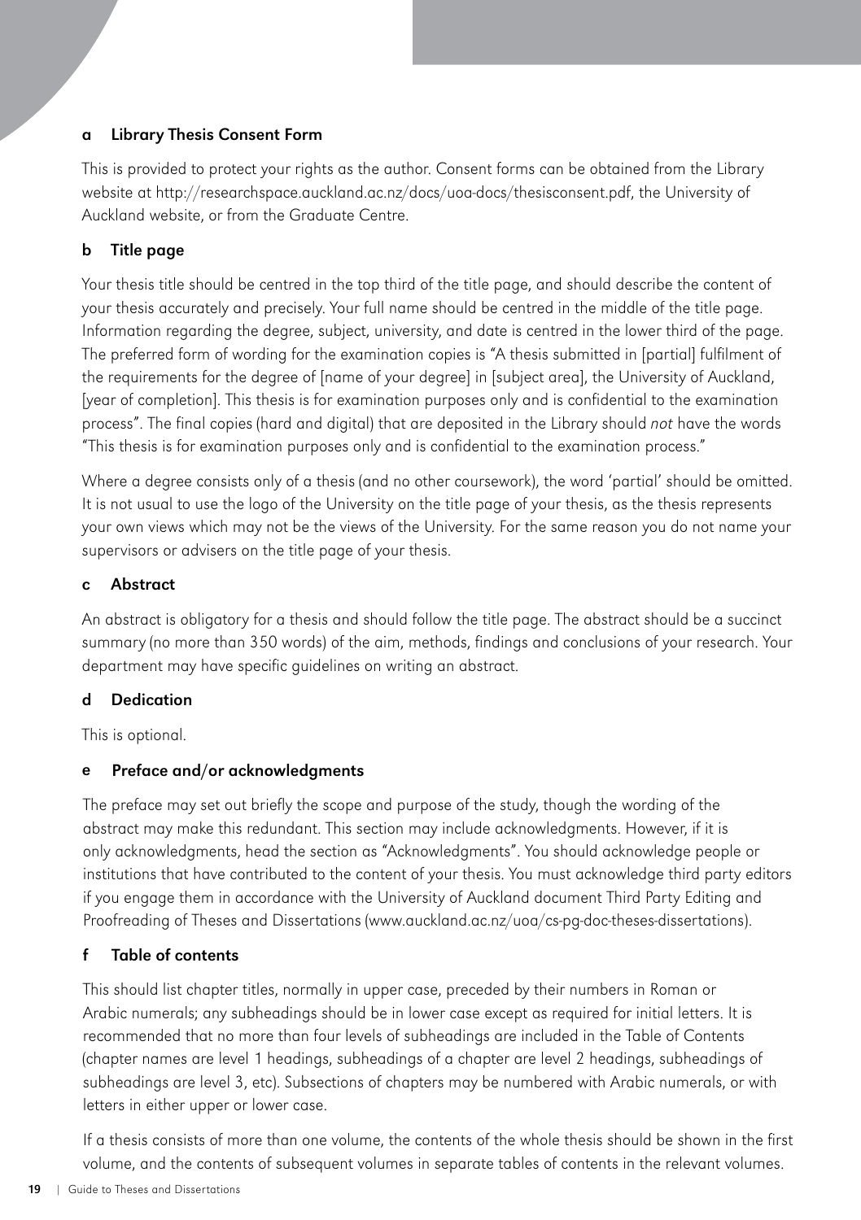### a Library Thesis Consent Form

This is provided to protect your rights as the author. Consent forms can be obtained from the Library website at http://researchspace.auckland.ac.nz/docs/uoa-docs/thesisconsent.pdf, the University of Auckland website, or from the Graduate Centre.

### b Title page

Your thesis title should be centred in the top third of the title page, and should describe the content of your thesis accurately and precisely. Your full name should be centred in the middle of the title page. Information regarding the degree, subject, university, and date is centred in the lower third of the page. The preferred form of wording for the examination copies is "A thesis submitted in [partial] fulfilment of the requirements for the degree of [name of your degree] in [subject area], the University of Auckland, [year of completion]. This thesis is for examination purposes only and is confidential to the examination process". The final copies (hard and digital) that are deposited in the Library should *not* have the words "This thesis is for examination purposes only and is confidential to the examination process."

Where a degree consists only of a thesis (and no other coursework), the word 'partial' should be omitted. It is not usual to use the logo of the University on the title page of your thesis, as the thesis represents your own views which may not be the views of the University. For the same reason you do not name your supervisors or advisers on the title page of your thesis.

### c Abstract

An abstract is obligatory for a thesis and should follow the title page. The abstract should be a succinct summary (no more than 350 words) of the aim, methods, findings and conclusions of your research. Your department may have specific guidelines on writing an abstract.

### d Dedication

This is optional.

### e Preface and/or acknowledgments

The preface may set out briefly the scope and purpose of the study, though the wording of the abstract may make this redundant. This section may include acknowledgments. However, if it is only acknowledgments, head the section as "Acknowledgments". You should acknowledge people or institutions that have contributed to the content of your thesis. You must acknowledge third party editors if you engage them in accordance with the University of Auckland document Third Party Editing and Proofreading of Theses and Dissertations (www.auckland.ac.nz/uoa/cs-pg-doc-theses-dissertations).

### f Table of contents

This should list chapter titles, normally in upper case, preceded by their numbers in Roman or Arabic numerals; any subheadings should be in lower case except as required for initial letters. It is recommended that no more than four levels of subheadings are included in the Table of Contents (chapter names are level 1 headings, subheadings of a chapter are level 2 headings, subheadings of subheadings are level 3, etc). Subsections of chapters may be numbered with Arabic numerals, or with letters in either upper or lower case.

If a thesis consists of more than one volume, the contents of the whole thesis should be shown in the first volume, and the contents of subsequent volumes in separate tables of contents in the relevant volumes.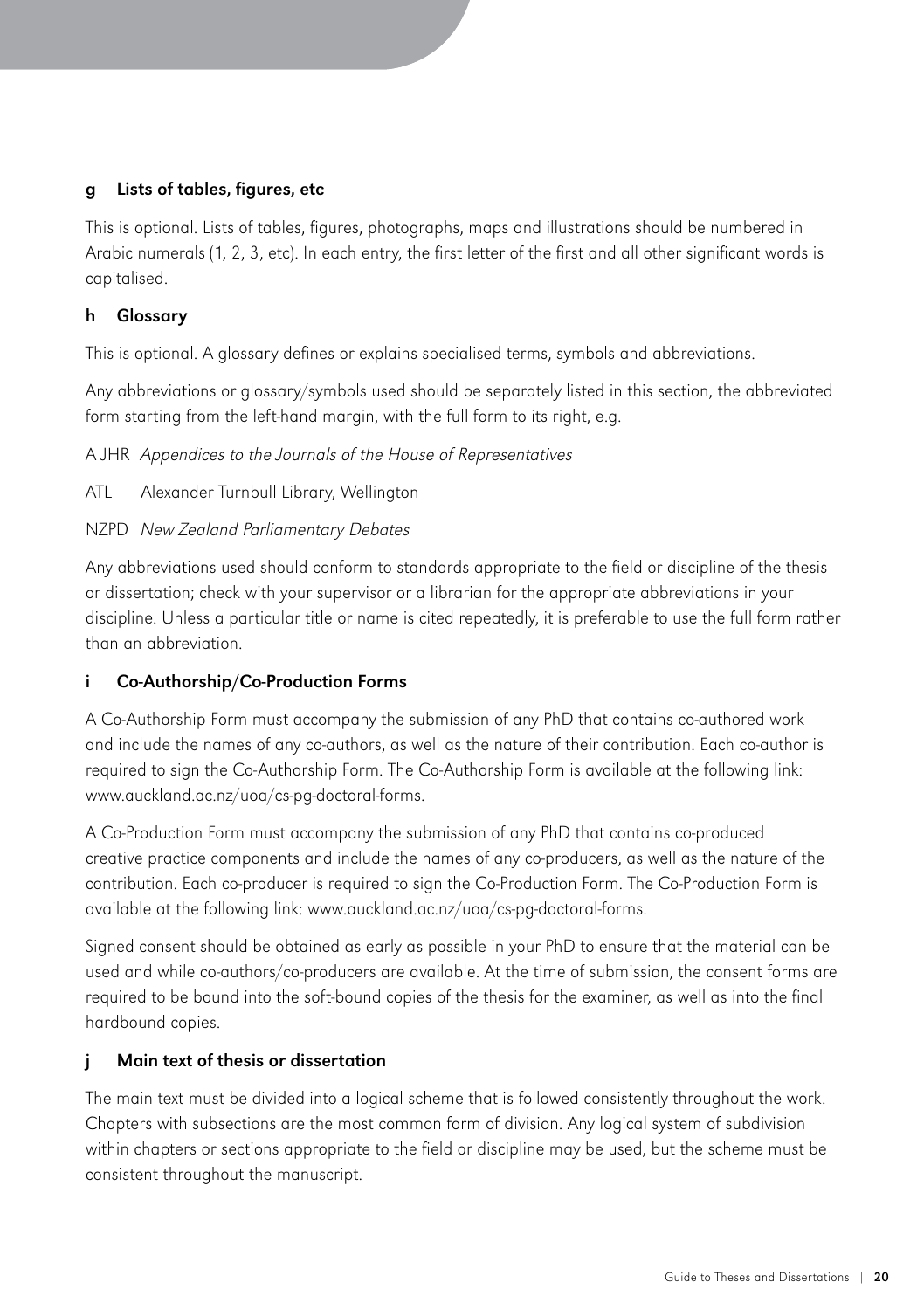### g Lists of tables, figures, etc

This is optional. Lists of tables, figures, photographs, maps and illustrations should be numbered in Arabic numerals (1, 2, 3, etc). In each entry, the first letter of the first and all other significant words is capitalised.

### h Glossary

This is optional. A glossary defines or explains specialised terms, symbols and abbreviations.

Any abbreviations or glossary/symbols used should be separately listed in this section, the abbreviated form starting from the left-hand margin, with the full form to its right, e.g.

A JHR *Appendices to the Journals of the House of Representatives*

ATL Alexander Turnbull Library, Wellington

NZPD *New Zealand Parliamentary Debates*

Any abbreviations used should conform to standards appropriate to the field or discipline of the thesis or dissertation; check with your supervisor or a librarian for the appropriate abbreviations in your discipline. Unless a particular title or name is cited repeatedly, it is preferable to use the full form rather than an abbreviation.

### i Co-Authorship/Co-Production Forms

A Co-Authorship Form must accompany the submission of any PhD that contains co-authored work and include the names of any co-authors, as well as the nature of their contribution. Each co-author is required to sign the Co-Authorship Form. The Co-Authorship Form is available at the following link: www.auckland.ac.nz/uoa/cs-pg-doctoral-forms.

A Co-Production Form must accompany the submission of any PhD that contains co-produced creative practice components and include the names of any co-producers, as well as the nature of the contribution. Each co-producer is required to sign the Co-Production Form. The Co-Production Form is available at the following link: www.auckland.ac.nz/uoa/cs-pg-doctoral-forms.

Signed consent should be obtained as early as possible in your PhD to ensure that the material can be used and while co-authors/co-producers are available. At the time of submission, the consent forms are required to be bound into the soft-bound copies of the thesis for the examiner, as well as into the final hardbound copies.

### j Main text of thesis or dissertation

The main text must be divided into a logical scheme that is followed consistently throughout the work. Chapters with subsections are the most common form of division. Any logical system of subdivision within chapters or sections appropriate to the field or discipline may be used, but the scheme must be consistent throughout the manuscript.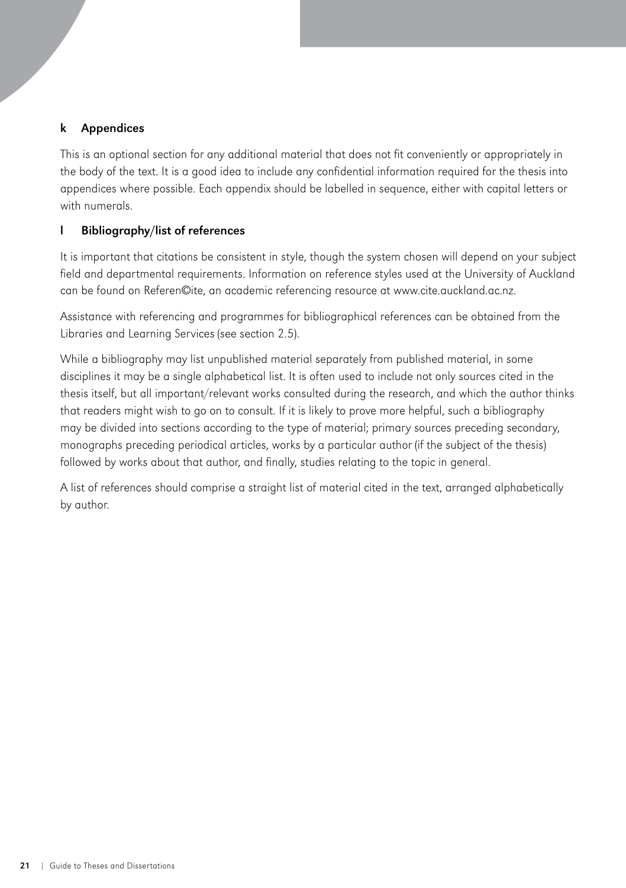### k Appendices

This is an optional section for any additional material that does not fit conveniently or appropriately in the body of the text. It is a good idea to include any confidential information required for the thesis into appendices where possible. Each appendix should be labelled in sequence, either with capital letters or with numerals.

### l Bibliography/list of references

It is important that citations be consistent in style, though the system chosen will depend on your subject field and departmental requirements. Information on reference styles used at the University of Auckland can be found on Referen©ite, an academic referencing resource at www.cite.auckland.ac.nz.

Assistance with referencing and programmes for bibliographical references can be obtained from the Libraries and Learning Services (see section 2.5).

While a bibliography may list unpublished material separately from published material, in some disciplines it may be a single alphabetical list. It is often used to include not only sources cited in the thesis itself, but all important/relevant works consulted during the research, and which the author thinks that readers might wish to go on to consult. If it is likely to prove more helpful, such a bibliography may be divided into sections according to the type of material; primary sources preceding secondary, monographs preceding periodical articles, works by a particular author (if the subject of the thesis) followed by works about that author, and finally, studies relating to the topic in general.

A list of references should comprise a straight list of material cited in the text, arranged alphabetically by author.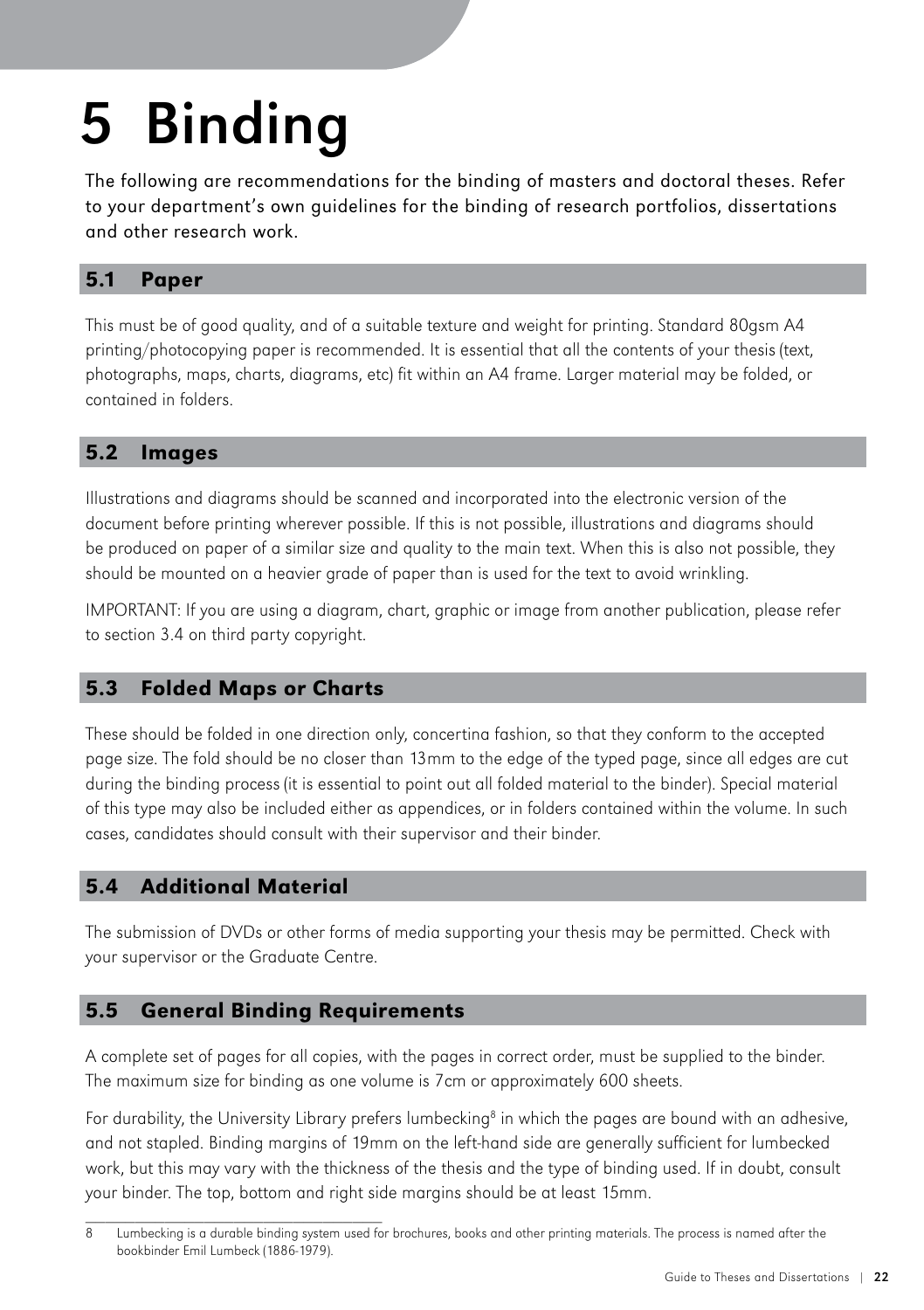# 5 Binding

The following are recommendations for the binding of masters and doctoral theses. Refer to your department's own guidelines for the binding of research portfolios, dissertations and other research work.

## 5.1 Paper

This must be of good quality, and of a suitable texture and weight for printing. Standard 80gsm A4 printing/photocopying paper is recommended. It is essential that all the contents of your thesis (text, photographs, maps, charts, diagrams, etc) fit within an A4 frame. Larger material may be folded, or contained in folders.

## 5.2 Images

Illustrations and diagrams should be scanned and incorporated into the electronic version of the document before printing wherever possible. If this is not possible, illustrations and diagrams should be produced on paper of a similar size and quality to the main text. When this is also not possible, they should be mounted on a heavier grade of paper than is used for the text to avoid wrinkling.

IMPORTANT: If you are using a diagram, chart, graphic or image from another publication, please refer to section 3.4 on third party copyright.

## 5.3 Folded Maps or Charts

These should be folded in one direction only, concertina fashion, so that they conform to the accepted page size. The fold should be no closer than 13mm to the edge of the typed page, since all edges are cut during the binding process (it is essential to point out all folded material to the binder). Special material of this type may also be included either as appendices, or in folders contained within the volume. In such cases, candidates should consult with their supervisor and their binder.

## 5.4 Additional Material

The submission of DVDs or other forms of media supporting your thesis may be permitted. Check with your supervisor or the Graduate Centre.

## 5.5 General Binding Requirements

A complete set of pages for all copies, with the pages in correct order, must be supplied to the binder. The maximum size for binding as one volume is 7cm or approximately 600 sheets.

For durability, the University Library prefers lumbecking[8] in which the pages are bound with an adhesive, and not stapled. Binding margins of 19mm on the left-hand side are generally sufficient for lumbecked work, but this may vary with the thickness of the thesis and the type of binding used. If in doubt, consult your binder. The top, bottom and right side margins should be at least 15mm.

---

8 Lumbecking is a durable binding system used for brochures, books and other printing materials. The process is named after the bookbinder Emil Lumbeck (1886-1979).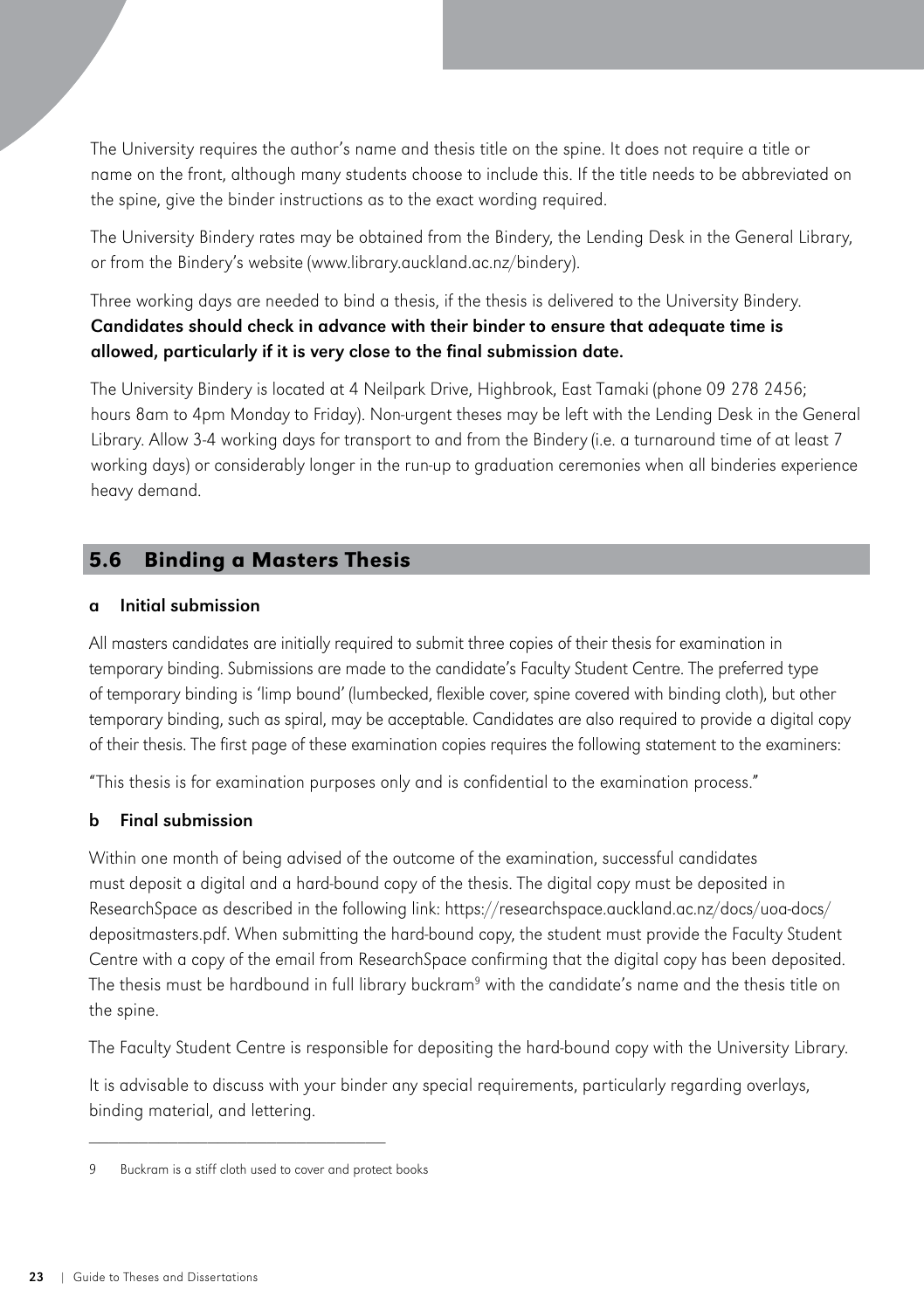The University requires the author's name and thesis title on the spine. It does not require a title or name on the front, although many students choose to include this. If the title needs to be abbreviated on the spine, give the binder instructions as to the exact wording required.

The University Bindery rates may be obtained from the Bindery, the Lending Desk in the General Library, or from the Bindery's website (www.library.auckland.ac.nz/bindery).

Three working days are needed to bind a thesis, if the thesis is delivered to the University Bindery. **Candidates should check in advance with their binder to ensure that adequate time is allowed, particularly if it is very close to the final submission date.**

The University Bindery is located at 4 Neilpark Drive, Highbrook, East Tamaki (phone 09 278 2456; hours 8am to 4pm Monday to Friday). Non-urgent theses may be left with the Lending Desk in the General Library. Allow 3-4 working days for transport to and from the Bindery (i.e. a turnaround time of at least 7 working days) or considerably longer in the run-up to graduation ceremonies when all binderies experience heavy demand.

## 5.6 Binding a Masters Thesis

### a Initial submission

All masters candidates are initially required to submit three copies of their thesis for examination in temporary binding. Submissions are made to the candidate's Faculty Student Centre. The preferred type of temporary binding is 'limp bound' (lumbecked, flexible cover, spine covered with binding cloth), but other temporary binding, such as spiral, may be acceptable. Candidates are also required to provide a digital copy of their thesis. The first page of these examination copies requires the following statement to the examiners:

"This thesis is for examination purposes only and is confidential to the examination process."

### b Final submission

Within one month of being advised of the outcome of the examination, successful candidates must deposit a digital and a hard-bound copy of the thesis. The digital copy must be deposited in ResearchSpace as described in the following link: https://researchspace.auckland.ac.nz/docs/uoa-docs/depositmasters.pdf. When submitting the hard-bound copy, the student must provide the Faculty Student Centre with a copy of the email from ResearchSpace confirming that the digital copy has been deposited. The thesis must be hardbound in full library buckram[9] with the candidate's name and the thesis title on the spine.

The Faculty Student Centre is responsible for depositing the hard-bound copy with the University Library.

It is advisable to discuss with your binder any special requirements, particularly regarding overlays, binding material, and lettering.

---

9 Buckram is a stiff cloth used to cover and protect books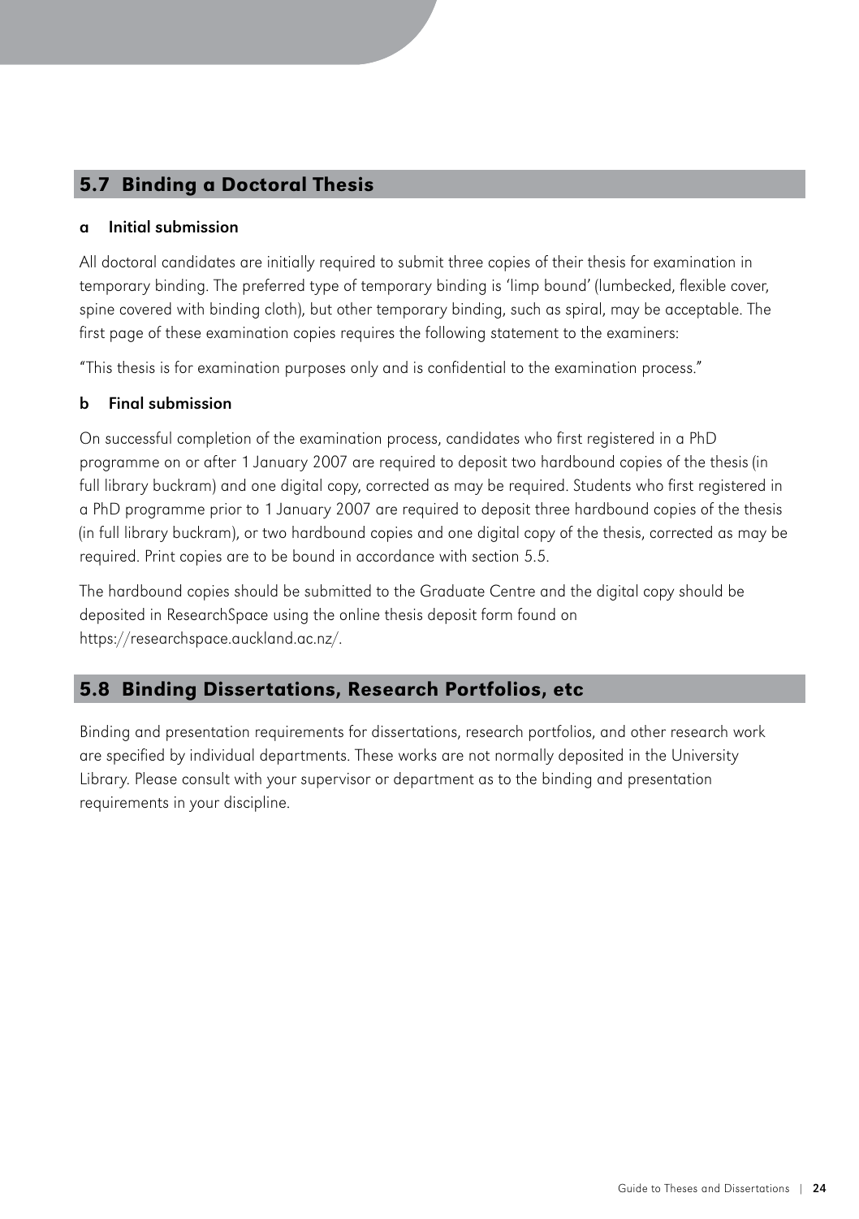## 5.7 Binding a Doctoral Thesis

### a Initial submission

All doctoral candidates are initially required to submit three copies of their thesis for examination in temporary binding. The preferred type of temporary binding is 'limp bound' (lumbecked, flexible cover, spine covered with binding cloth), but other temporary binding, such as spiral, may be acceptable. The first page of these examination copies requires the following statement to the examiners:

"This thesis is for examination purposes only and is confidential to the examination process."

### b Final submission

On successful completion of the examination process, candidates who first registered in a PhD programme on or after 1 January 2007 are required to deposit two hardbound copies of the thesis (in full library buckram) and one digital copy, corrected as may be required. Students who first registered in a PhD programme prior to 1 January 2007 are required to deposit three hardbound copies of the thesis (in full library buckram), or two hardbound copies and one digital copy of the thesis, corrected as may be required. Print copies are to be bound in accordance with section 5.5.

The hardbound copies should be submitted to the Graduate Centre and the digital copy should be deposited in ResearchSpace using the online thesis deposit form found on https://researchspace.auckland.ac.nz/.

## 5.8 Binding Dissertations, Research Portfolios, etc

Binding and presentation requirements for dissertations, research portfolios, and other research work are specified by individual departments. These works are not normally deposited in the University Library. Please consult with your supervisor or department as to the binding and presentation requirements in your discipline.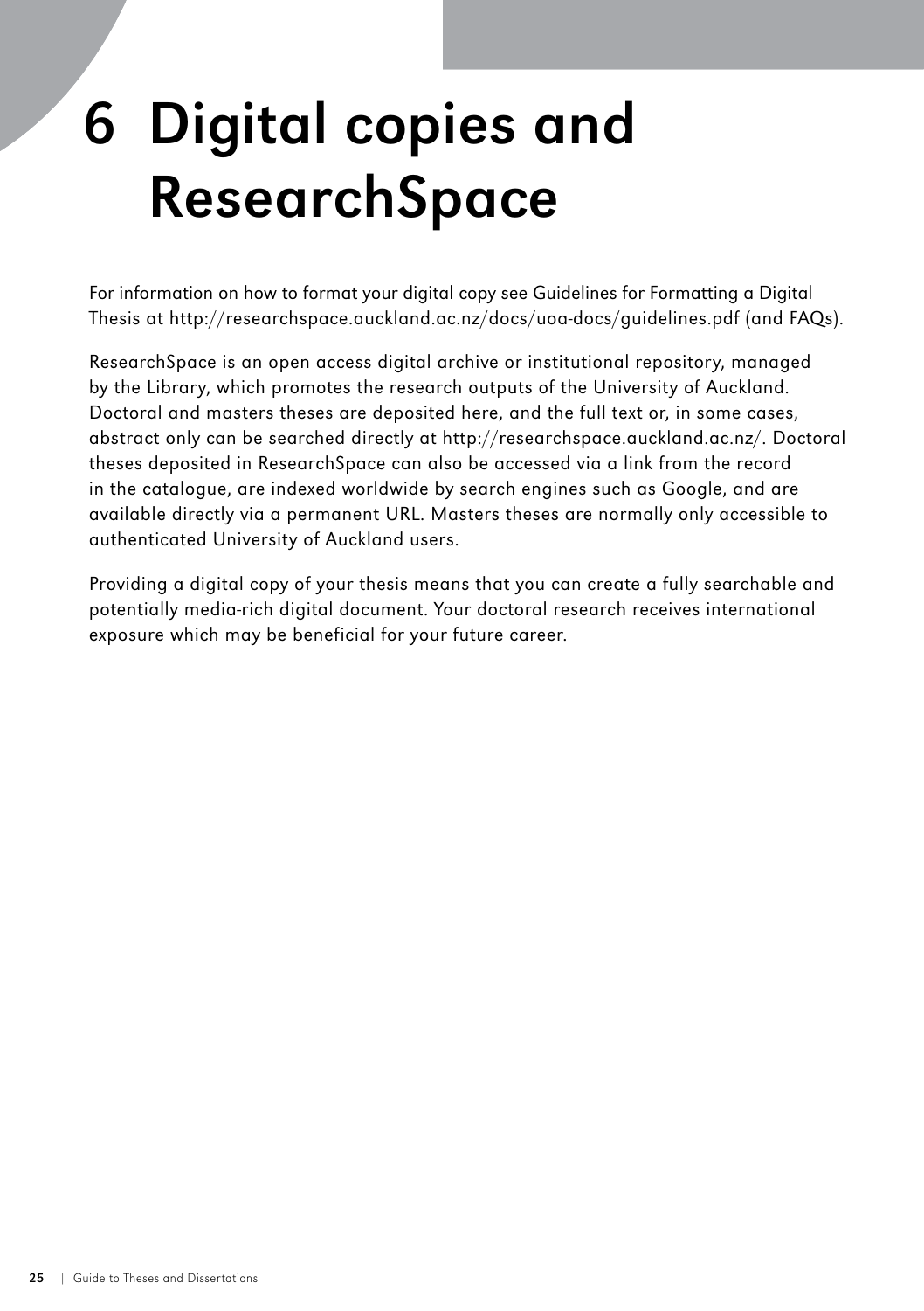# 6 Digital copies and ResearchSpace

For information on how to format your digital copy see Guidelines for Formatting a Digital Thesis at http://researchspace.auckland.ac.nz/docs/uoa-docs/guidelines.pdf (and FAQs).

ResearchSpace is an open access digital archive or institutional repository, managed by the Library, which promotes the research outputs of the University of Auckland. Doctoral and masters theses are deposited here, and the full text or, in some cases, abstract only can be searched directly at http://researchspace.auckland.ac.nz/. Doctoral theses deposited in ResearchSpace can also be accessed via a link from the record in the catalogue, are indexed worldwide by search engines such as Google, and are available directly via a permanent URL. Masters theses are normally only accessible to authenticated University of Auckland users.

Providing a digital copy of your thesis means that you can create a fully searchable and potentially media-rich digital document. Your doctoral research receives international exposure which may be beneficial for your future career.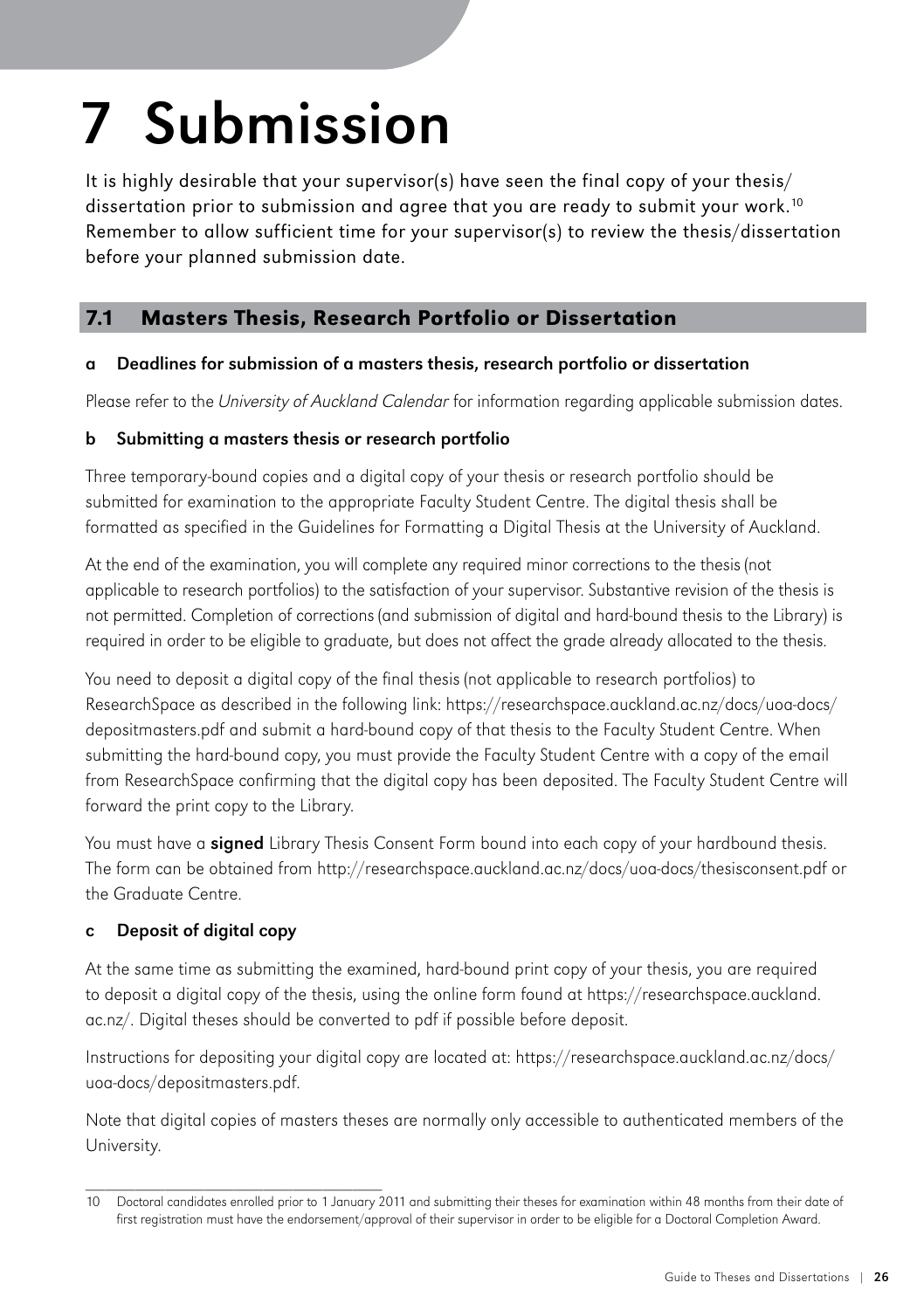# 7 Submission

It is highly desirable that your supervisor(s) have seen the final copy of your thesis/dissertation prior to submission and agree that you are ready to submit your work.[10] Remember to allow sufficient time for your supervisor(s) to review the thesis/dissertation before your planned submission date.

## 7.1 Masters Thesis, Research Portfolio or Dissertation

### a Deadlines for submission of a masters thesis, research portfolio or dissertation

Please refer to the *University of Auckland Calendar* for information regarding applicable submission dates.

### b Submitting a masters thesis or research portfolio

Three temporary-bound copies and a digital copy of your thesis or research portfolio should be submitted for examination to the appropriate Faculty Student Centre. The digital thesis shall be formatted as specified in the Guidelines for Formatting a Digital Thesis at the University of Auckland.

At the end of the examination, you will complete any required minor corrections to the thesis (not applicable to research portfolios) to the satisfaction of your supervisor. Substantive revision of the thesis is not permitted. Completion of corrections (and submission of digital and hard-bound thesis to the Library) is required in order to be eligible to graduate, but does not affect the grade already allocated to the thesis.

You need to deposit a digital copy of the final thesis (not applicable to research portfolios) to ResearchSpace as described in the following link: https://researchspace.auckland.ac.nz/docs/uoa-docs/depositmasters.pdf and submit a hard-bound copy of that thesis to the Faculty Student Centre. When submitting the hard-bound copy, you must provide the Faculty Student Centre with a copy of the email from ResearchSpace confirming that the digital copy has been deposited. The Faculty Student Centre will forward the print copy to the Library.

You must have a **signed** Library Thesis Consent Form bound into each copy of your hardbound thesis. The form can be obtained from http://researchspace.auckland.ac.nz/docs/uoa-docs/thesisconsent.pdf or the Graduate Centre.

### c Deposit of digital copy

At the same time as submitting the examined, hard-bound print copy of your thesis, you are required to deposit a digital copy of the thesis, using the online form found at https://researchspace.auckland.ac.nz/. Digital theses should be converted to pdf if possible before deposit.

Instructions for depositing your digital copy are located at: https://researchspace.auckland.ac.nz/docs/uoa-docs/depositmasters.pdf.

Note that digital copies of masters theses are normally only accessible to authenticated members of the University.

---

10 Doctoral candidates enrolled prior to 1 January 2011 and submitting their theses for examination within 48 months from their date of first registration must have the endorsement/approval of their supervisor in order to be eligible for a Doctoral Completion Award.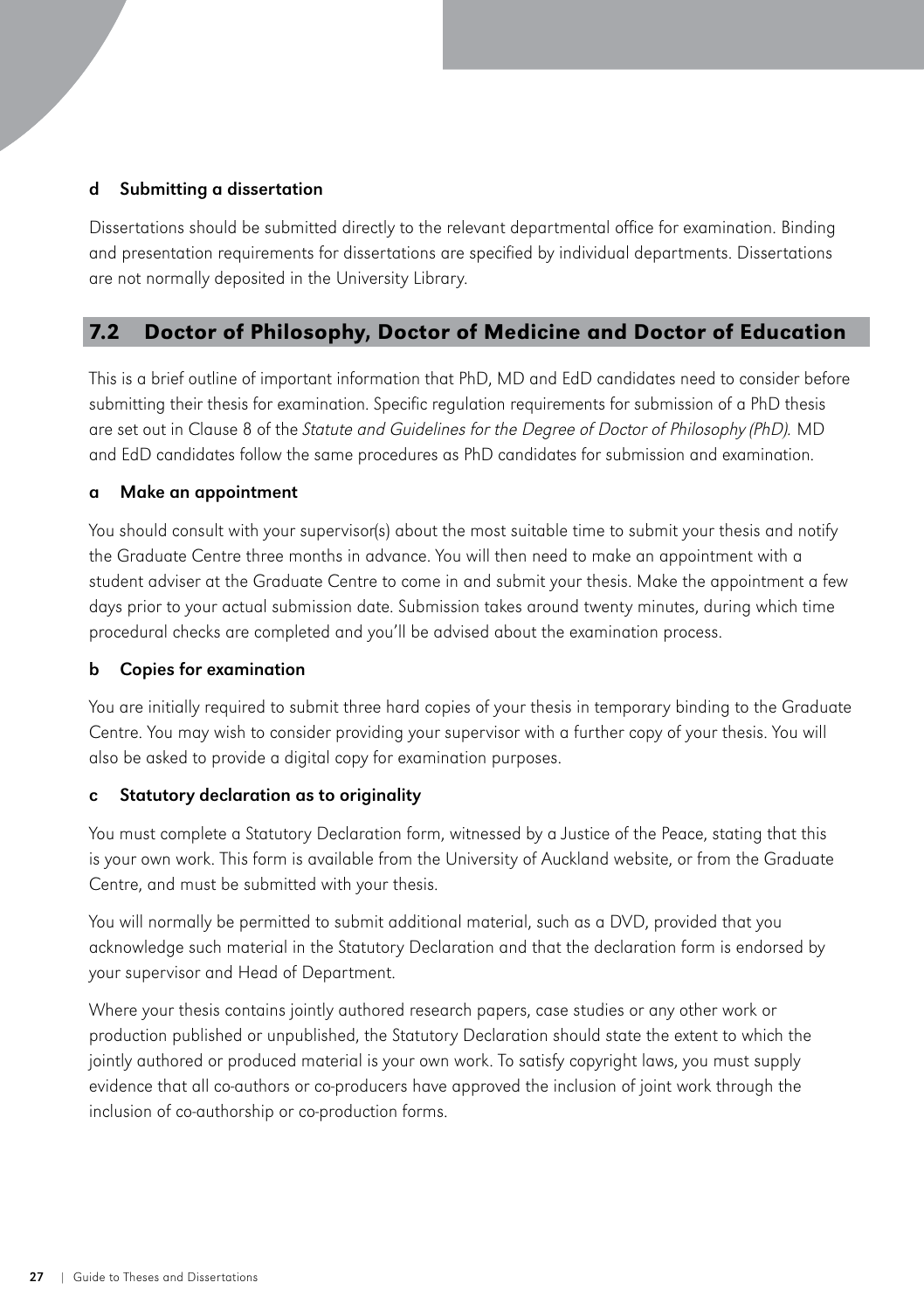### d Submitting a dissertation

Dissertations should be submitted directly to the relevant departmental office for examination. Binding and presentation requirements for dissertations are specified by individual departments. Dissertations are not normally deposited in the University Library.

## 7.2 Doctor of Philosophy, Doctor of Medicine and Doctor of Education

This is a brief outline of important information that PhD, MD and EdD candidates need to consider before submitting their thesis for examination. Specific regulation requirements for submission of a PhD thesis are set out in Clause 8 of the *Statute and Guidelines for the Degree of Doctor of Philosophy (PhD).* MD and EdD candidates follow the same procedures as PhD candidates for submission and examination.

### a Make an appointment

You should consult with your supervisor(s) about the most suitable time to submit your thesis and notify the Graduate Centre three months in advance. You will then need to make an appointment with a student adviser at the Graduate Centre to come in and submit your thesis. Make the appointment a few days prior to your actual submission date. Submission takes around twenty minutes, during which time procedural checks are completed and you'll be advised about the examination process.

### b Copies for examination

You are initially required to submit three hard copies of your thesis in temporary binding to the Graduate Centre. You may wish to consider providing your supervisor with a further copy of your thesis. You will also be asked to provide a digital copy for examination purposes.

### c Statutory declaration as to originality

You must complete a Statutory Declaration form, witnessed by a Justice of the Peace, stating that this is your own work. This form is available from the University of Auckland website, or from the Graduate Centre, and must be submitted with your thesis.

You will normally be permitted to submit additional material, such as a DVD, provided that you acknowledge such material in the Statutory Declaration and that the declaration form is endorsed by your supervisor and Head of Department.

Where your thesis contains jointly authored research papers, case studies or any other work or production published or unpublished, the Statutory Declaration should state the extent to which the jointly authored or produced material is your own work. To satisfy copyright laws, you must supply evidence that all co-authors or co-producers have approved the inclusion of joint work through the inclusion of co-authorship or co-production forms.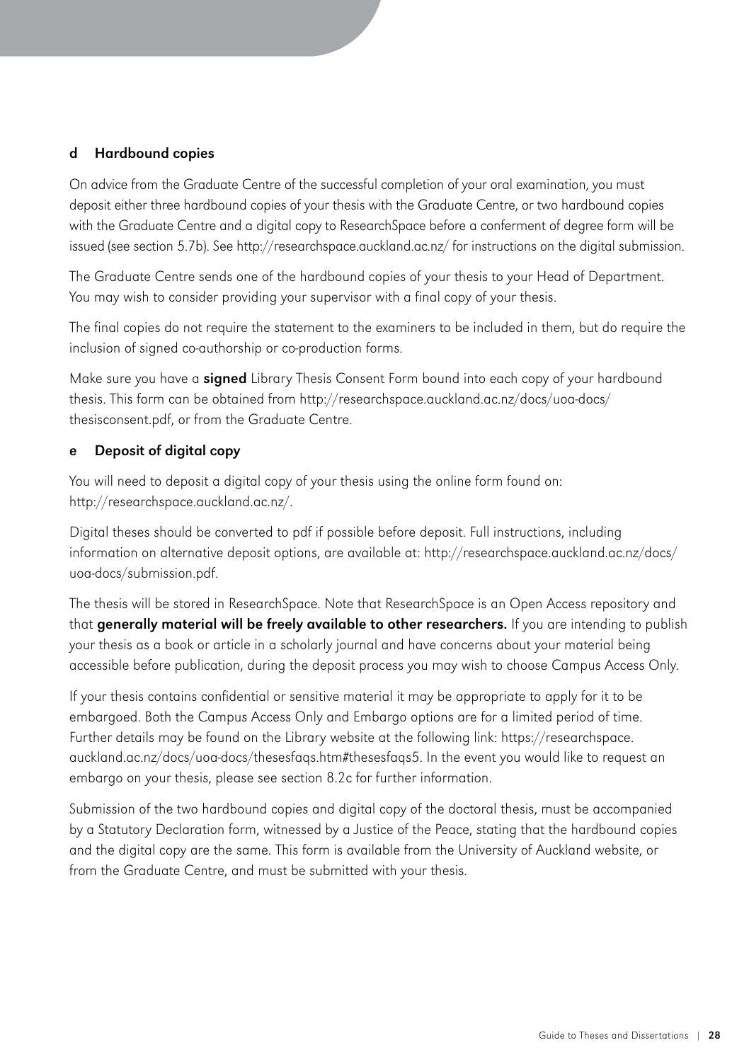### d Hardbound copies

On advice from the Graduate Centre of the successful completion of your oral examination, you must deposit either three hardbound copies of your thesis with the Graduate Centre, or two hardbound copies with the Graduate Centre and a digital copy to ResearchSpace before a conferment of degree form will be issued (see section 5.7b). See http://researchspace.auckland.ac.nz/ for instructions on the digital submission.

The Graduate Centre sends one of the hardbound copies of your thesis to your Head of Department. You may wish to consider providing your supervisor with a final copy of your thesis.

The final copies do not require the statement to the examiners to be included in them, but do require the inclusion of signed co-authorship or co-production forms.

Make sure you have a **signed** Library Thesis Consent Form bound into each copy of your hardbound thesis. This form can be obtained from http://researchspace.auckland.ac.nz/docs/uoa-docs/thesisconsent.pdf, or from the Graduate Centre.

### e Deposit of digital copy

You will need to deposit a digital copy of your thesis using the online form found on: http://researchspace.auckland.ac.nz/.

Digital theses should be converted to pdf if possible before deposit. Full instructions, including information on alternative deposit options, are available at: http://researchspace.auckland.ac.nz/docs/uoa-docs/submission.pdf.

The thesis will be stored in ResearchSpace. Note that ResearchSpace is an Open Access repository and that **generally material will be freely available to other researchers.** If you are intending to publish your thesis as a book or article in a scholarly journal and have concerns about your material being accessible before publication, during the deposit process you may wish to choose Campus Access Only.

If your thesis contains confidential or sensitive material it may be appropriate to apply for it to be embargoed. Both the Campus Access Only and Embargo options are for a limited period of time. Further details may be found on the Library website at the following link: https://researchspace.auckland.ac.nz/docs/uoa-docs/thesesfaqs.htm#thesesfaqs5. In the event you would like to request an embargo on your thesis, please see section 8.2c for further information.

Submission of the two hardbound copies and digital copy of the doctoral thesis, must be accompanied by a Statutory Declaration form, witnessed by a Justice of the Peace, stating that the hardbound copies and the digital copy are the same. This form is available from the University of Auckland website, or from the Graduate Centre, and must be submitted with your thesis.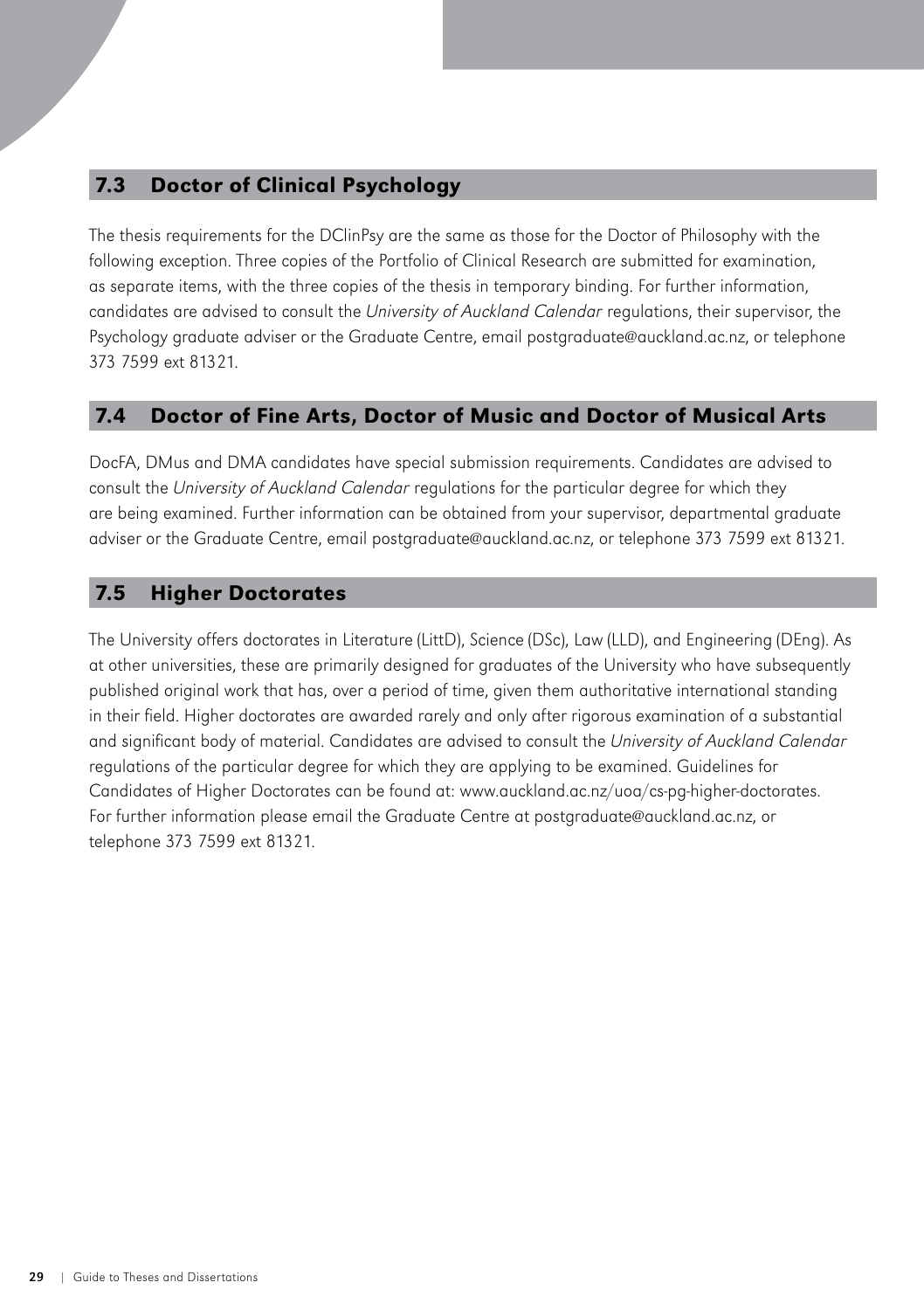## 7.3 Doctor of Clinical Psychology

The thesis requirements for the DClinPsy are the same as those for the Doctor of Philosophy with the following exception. Three copies of the Portfolio of Clinical Research are submitted for examination, as separate items, with the three copies of the thesis in temporary binding. For further information, candidates are advised to consult the *University of Auckland Calendar* regulations, their supervisor, the Psychology graduate adviser or the Graduate Centre, email postgraduate@auckland.ac.nz, or telephone 373 7599 ext 81321.

## 7.4 Doctor of Fine Arts, Doctor of Music and Doctor of Musical Arts

DocFA, DMus and DMA candidates have special submission requirements. Candidates are advised to consult the *University of Auckland Calendar* regulations for the particular degree for which they are being examined. Further information can be obtained from your supervisor, departmental graduate adviser or the Graduate Centre, email postgraduate@auckland.ac.nz, or telephone 373 7599 ext 81321.

## 7.5 Higher Doctorates

The University offers doctorates in Literature (LittD), Science (DSc), Law (LLD), and Engineering (DEng). As at other universities, these are primarily designed for graduates of the University who have subsequently published original work that has, over a period of time, given them authoritative international standing in their field. Higher doctorates are awarded rarely and only after rigorous examination of a substantial and significant body of material. Candidates are advised to consult the *University of Auckland Calendar* regulations of the particular degree for which they are applying to be examined. Guidelines for Candidates of Higher Doctorates can be found at: www.auckland.ac.nz/uoa/cs-pg-higher-doctorates. For further information please email the Graduate Centre at postgraduate@auckland.ac.nz, or telephone 373 7599 ext 81321.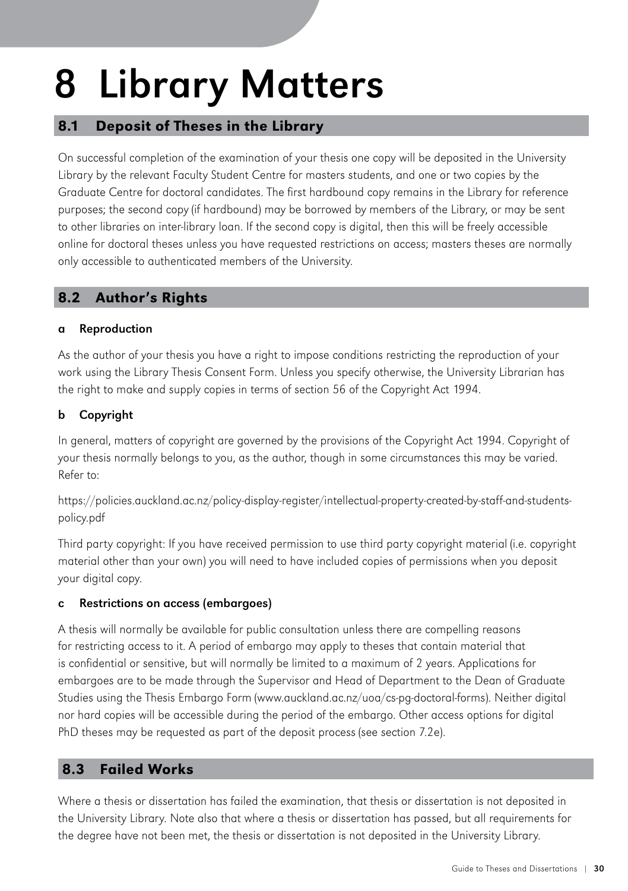# 8 Library Matters

## 8.1 Deposit of Theses in the Library

On successful completion of the examination of your thesis one copy will be deposited in the University Library by the relevant Faculty Student Centre for masters students, and one or two copies by the Graduate Centre for doctoral candidates. The first hardbound copy remains in the Library for reference purposes; the second copy (if hardbound) may be borrowed by members of the Library, or may be sent to other libraries on inter-library loan. If the second copy is digital, then this will be freely accessible online for doctoral theses unless you have requested restrictions on access; masters theses are normally only accessible to authenticated members of the University.

## 8.2 Author's Rights

### a Reproduction

As the author of your thesis you have a right to impose conditions restricting the reproduction of your work using the Library Thesis Consent Form. Unless you specify otherwise, the University Librarian has the right to make and supply copies in terms of section 56 of the Copyright Act 1994.

### b Copyright

In general, matters of copyright are governed by the provisions of the Copyright Act 1994. Copyright of your thesis normally belongs to you, as the author, though in some circumstances this may be varied. Refer to:

https://policies.auckland.ac.nz/policy-display-register/intellectual-property-created-by-staff-and-students-policy.pdf

Third party copyright: If you have received permission to use third party copyright material (i.e. copyright material other than your own) you will need to have included copies of permissions when you deposit your digital copy.

### c Restrictions on access (embargoes)

A thesis will normally be available for public consultation unless there are compelling reasons for restricting access to it. A period of embargo may apply to theses that contain material that is confidential or sensitive, but will normally be limited to a maximum of 2 years. Applications for embargoes are to be made through the Supervisor and Head of Department to the Dean of Graduate Studies using the Thesis Embargo Form (www.auckland.ac.nz/uoa/cs-pg-doctoral-forms). Neither digital nor hard copies will be accessible during the period of the embargo. Other access options for digital PhD theses may be requested as part of the deposit process (see section 7.2e).

## 8.3 Failed Works

Where a thesis or dissertation has failed the examination, that thesis or dissertation is not deposited in the University Library. Note also that where a thesis or dissertation has passed, but all requirements for the degree have not been met, the thesis or dissertation is not deposited in the University Library.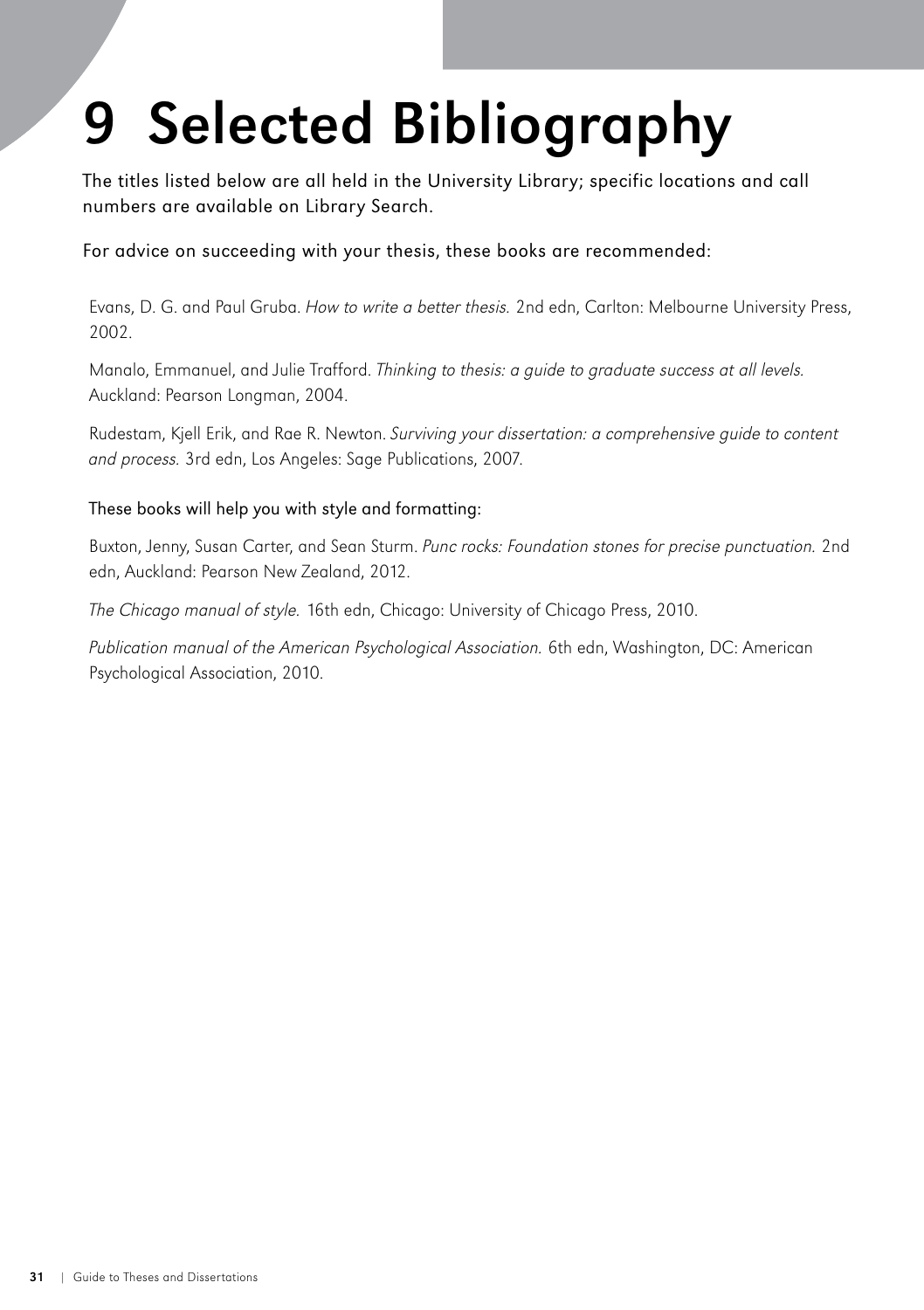# 9 Selected Bibliography

The titles listed below are all held in the University Library; specific locations and call numbers are available on Library Search.

For advice on succeeding with your thesis, these books are recommended:

Evans, D. G. and Paul Gruba. *How to write a better thesis.* 2nd edn, Carlton: Melbourne University Press, 2002.

Manalo, Emmanuel, and Julie Trafford. *Thinking to thesis: a guide to graduate success at all levels.* Auckland: Pearson Longman, 2004.

Rudestam, Kjell Erik, and Rae R. Newton. *Surviving your dissertation: a comprehensive guide to content and process.* 3rd edn, Los Angeles: Sage Publications, 2007.

These books will help you with style and formatting:

Buxton, Jenny, Susan Carter, and Sean Sturm. *Punc rocks: Foundation stones for precise punctuation.* 2nd edn, Auckland: Pearson New Zealand, 2012.

*The Chicago manual of style.* 16th edn, Chicago: University of Chicago Press, 2010.

*Publication manual of the American Psychological Association.* 6th edn, Washington, DC: American Psychological Association, 2010.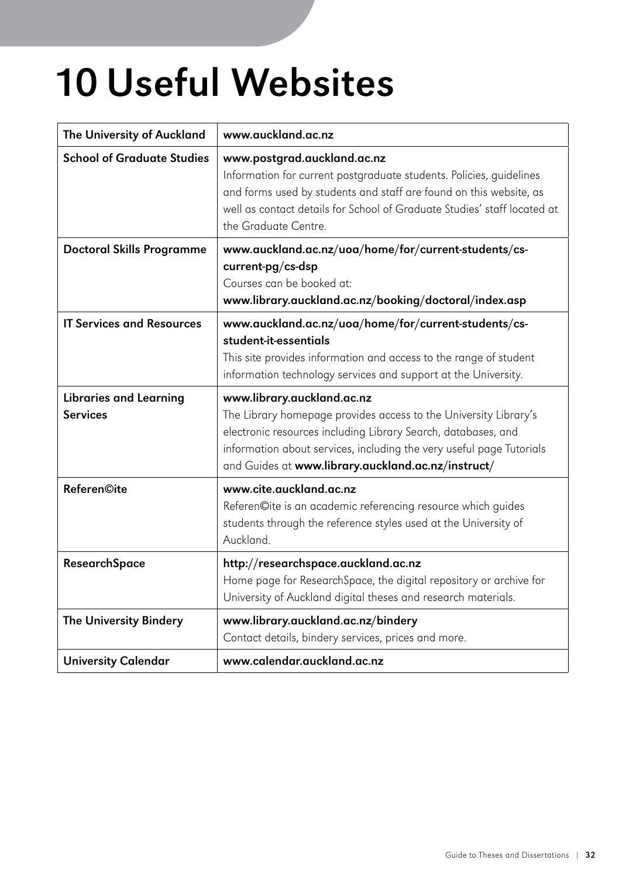# 10 Useful Websites

| | |
|---|---|
| **The University of Auckland** | **www.auckland.ac.nz** |
| **School of Graduate Studies** | **www.postgrad.auckland.ac.nz**<br>Information for current postgraduate students. Policies, guidelines and forms used by students and staff are found on this website, as well as contact details for School of Graduate Studies' staff located at the Graduate Centre. |
| **Doctoral Skills Programme** | **www.auckland.ac.nz/uoa/home/for/current-students/cs-current-pg/cs-dsp**<br>Courses can be booked at:<br>**www.library.auckland.ac.nz/booking/doctoral/index.asp** |
| **IT Services and Resources** | **www.auckland.ac.nz/uoa/home/for/current-students/cs-student-it-essentials**<br>This site provides information and access to the range of student information technology services and support at the University. |
| **Libraries and Learning Services** | **www.library.auckland.ac.nz**<br>The Library homepage provides access to the University Library's electronic resources including Library Search, databases, and information about services, including the very useful page Tutorials and Guides at **www.library.auckland.ac.nz/instruct/** |
| **Referen©ite** | **www.cite.auckland.ac.nz**<br>Referen©ite is an academic referencing resource which guides students through the reference styles used at the University of Auckland. |
| **ResearchSpace** | **http://researchspace.auckland.ac.nz**<br>Home page for ResearchSpace, the digital repository or archive for University of Auckland digital theses and research materials. |
| **The University Bindery** | **www.library.auckland.ac.nz/bindery**<br>Contact details, bindery services, prices and more. |
| **University Calendar** | **www.calendar.auckland.ac.nz** |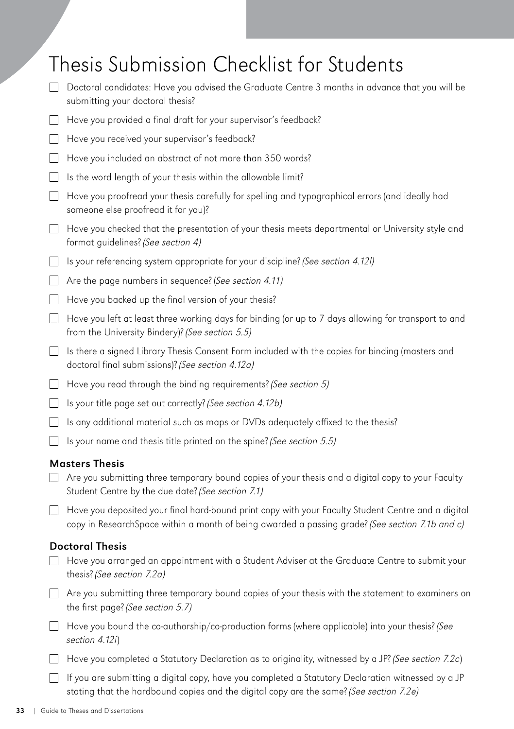# Thesis Submission Checklist for Students

- [ ] Doctoral candidates: Have you advised the Graduate Centre 3 months in advance that you will be submitting your doctoral thesis?
- [ ] Have you provided a final draft for your supervisor's feedback?
- [ ] Have you received your supervisor's feedback?
- [ ] Have you included an abstract of not more than 350 words?
- [ ] Is the word length of your thesis within the allowable limit?
- [ ] Have you proofread your thesis carefully for spelling and typographical errors (and ideally had someone else proofread it for you)?
- [ ] Have you checked that the presentation of your thesis meets departmental or University style and format guidelines? *(See section 4)*
- [ ] Is your referencing system appropriate for your discipline? *(See section 4.12l)*
- [ ] Are the page numbers in sequence? (*See section 4.11)*
- [ ] Have you backed up the final version of your thesis?
- [ ] Have you left at least three working days for binding (or up to 7 days allowing for transport to and from the University Bindery)? *(See section 5.5)*
- [ ] Is there a signed Library Thesis Consent Form included with the copies for binding (masters and doctoral final submissions)? *(See section 4.12a)*
- [ ] Have you read through the binding requirements? *(See section 5)*
- [ ] Is your title page set out correctly? *(See section 4.12b)*
- [ ] Is any additional material such as maps or DVDs adequately affixed to the thesis?
- [ ] Is your name and thesis title printed on the spine? *(See section 5.5)*

### Masters Thesis

- [ ] Are you submitting three temporary bound copies of your thesis and a digital copy to your Faculty Student Centre by the due date? *(See section 7.1)*
- [ ] Have you deposited your final hard-bound print copy with your Faculty Student Centre and a digital copy in ResearchSpace within a month of being awarded a passing grade? *(See section 7.1b and c)*

### Doctoral Thesis

- [ ] Have you arranged an appointment with a Student Adviser at the Graduate Centre to submit your thesis? *(See section 7.2a)*
- [ ] Are you submitting three temporary bound copies of your thesis with the statement to examiners on the first page? *(See section 5.7)*
- [ ] Have you bound the co-authorship/co-production forms (where applicable) into your thesis? *(See section 4.12i*)
- [ ] Have you completed a Statutory Declaration as to originality, witnessed by a JP? *(See section 7.2c*)
- [ ] If you are submitting a digital copy, have you completed a Statutory Declaration witnessed by a JP stating that the hardbound copies and the digital copy are the same? *(See section 7.2e)*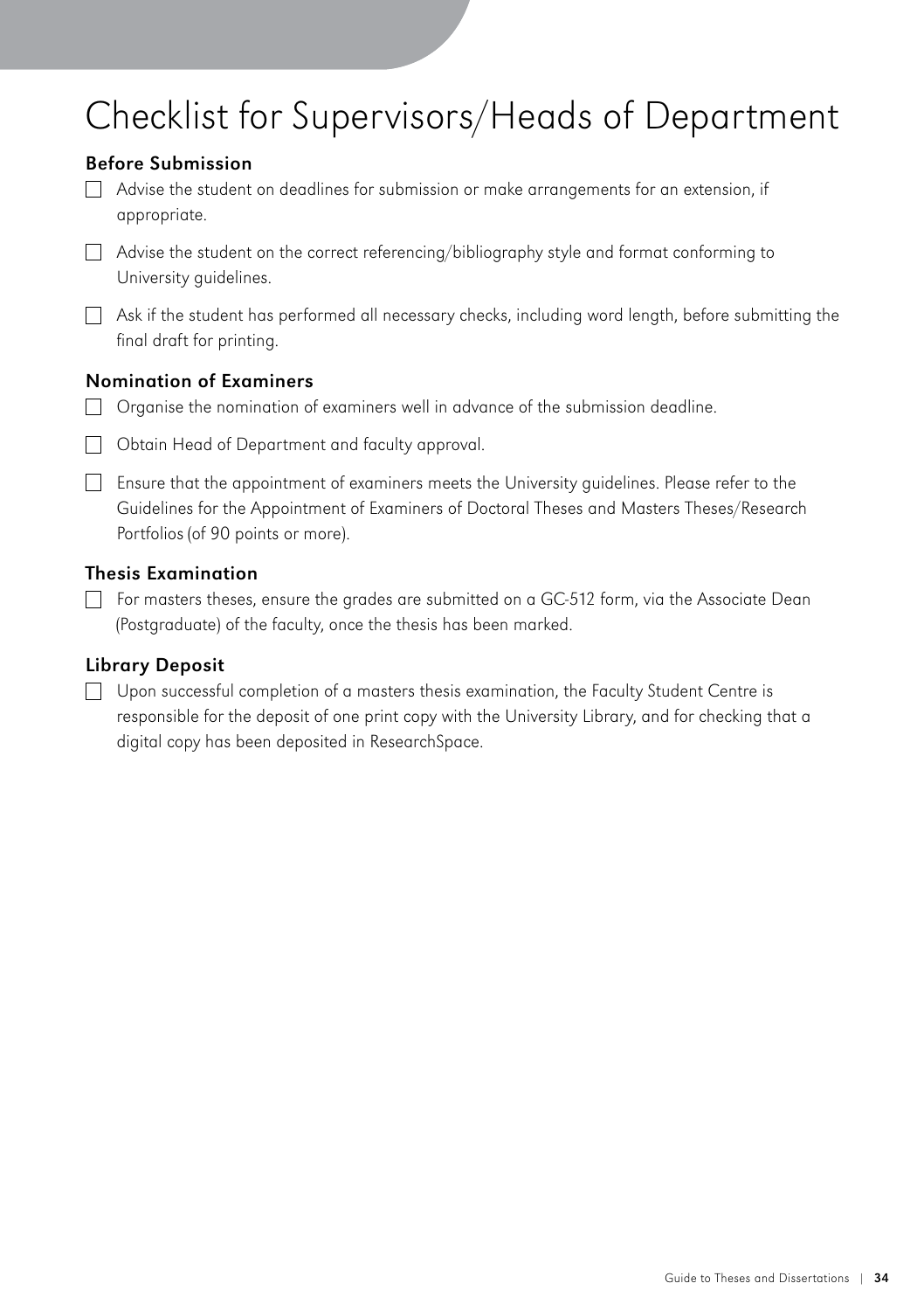# Checklist for Supervisors/Heads of Department

## Before Submission

- [ ] Advise the student on deadlines for submission or make arrangements for an extension, if appropriate.
- [ ] Advise the student on the correct referencing/bibliography style and format conforming to University guidelines.
- [ ] Ask if the student has performed all necessary checks, including word length, before submitting the final draft for printing.

## Nomination of Examiners

- [ ] Organise the nomination of examiners well in advance of the submission deadline.
- [ ] Obtain Head of Department and faculty approval.
- [ ] Ensure that the appointment of examiners meets the University guidelines. Please refer to the Guidelines for the Appointment of Examiners of Doctoral Theses and Masters Theses/Research Portfolios (of 90 points or more).

## Thesis Examination

- [ ] For masters theses, ensure the grades are submitted on a GC-512 form, via the Associate Dean (Postgraduate) of the faculty, once the thesis has been marked.

## Library Deposit

- [ ] Upon successful completion of a masters thesis examination, the Faculty Student Centre is responsible for the deposit of one print copy with the University Library, and for checking that a digital copy has been deposited in ResearchSpace.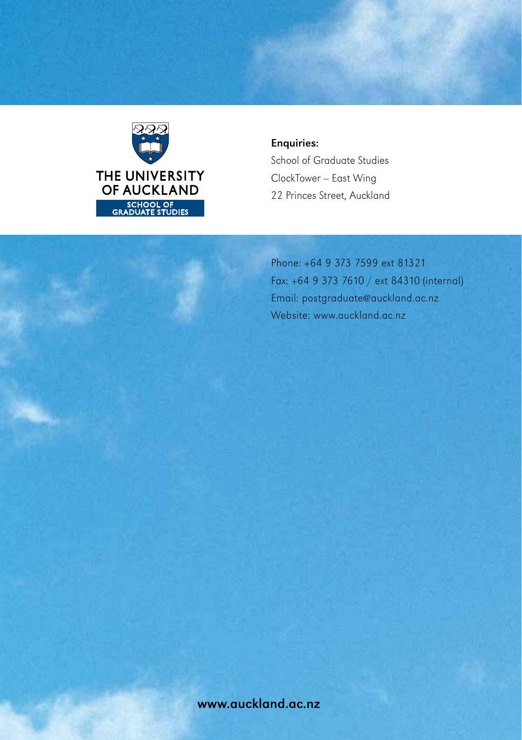THE UNIVERSITY OF AUCKLAND

SCHOOL OF GRADUATE STUDIES

**Enquiries:**

School of Graduate Studies
ClockTower – East Wing
22 Princes Street, Auckland

Phone: +64 9 373 7599 ext 81321
Fax: +64 9 373 7610 / ext 84310 (internal)
Email: postgraduate@auckland.ac.nz
Website: www.auckland.ac.nz

www.auckland.ac.nz